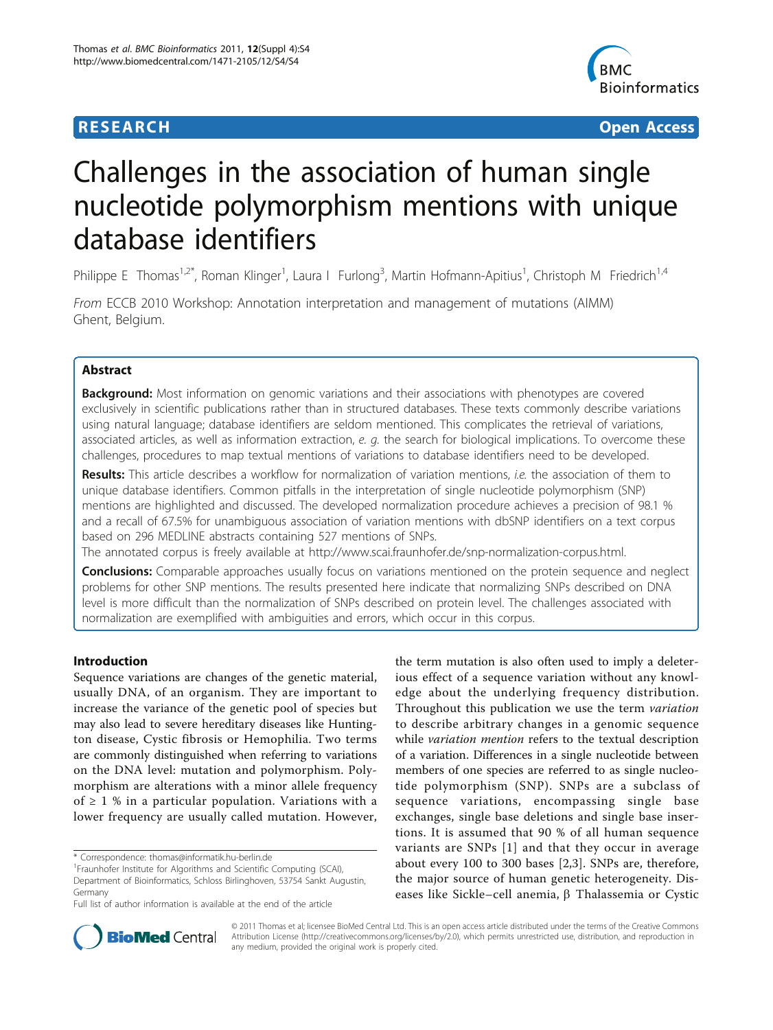**RESEARCH** **Open Access**

# Challenges in the association of human single nucleotide polymorphism mentions with unique database identifiers

Philippe E Thomas[1,2*], Roman Klinger[1], Laura I Furlong[3], Martin Hofmann-Apitius[1], Christoph M Friedrich[1,4]

*From* ECCB 2010 Workshop: Annotation interpretation and management of mutations (AIMM) Ghent, Belgium.

## Abstract

**Background:** Most information on genomic variations and their associations with phenotypes are covered exclusively in scientific publications rather than in structured databases. These texts commonly describe variations using natural language; database identifiers are seldom mentioned. This complicates the retrieval of variations, associated articles, as well as information extraction, *e. g.* the search for biological implications. To overcome these challenges, procedures to map textual mentions of variations to database identifiers need to be developed.

**Results:** This article describes a workflow for normalization of variation mentions, *i.e.* the association of them to unique database identifiers. Common pitfalls in the interpretation of single nucleotide polymorphism (SNP) mentions are highlighted and discussed. The developed normalization procedure achieves a precision of 98.1 % and a recall of 67.5% for unambiguous association of variation mentions with dbSNP identifiers on a text corpus based on 296 MEDLINE abstracts containing 527 mentions of SNPs.

The annotated corpus is freely available at http://www.scai.fraunhofer.de/snp-normalization-corpus.html.

**Conclusions:** Comparable approaches usually focus on variations mentioned on the protein sequence and neglect problems for other SNP mentions. The results presented here indicate that normalizing SNPs described on DNA level is more difficult than the normalization of SNPs described on protein level. The challenges associated with normalization are exemplified with ambiguities and errors, which occur in this corpus.

## Introduction

Sequence variations are changes of the genetic material, usually DNA, of an organism. They are important to increase the variance of the genetic pool of species but may also lead to severe hereditary diseases like Huntington disease, Cystic fibrosis or Hemophilia. Two terms are commonly distinguished when referring to variations on the DNA level: mutation and polymorphism. Polymorphism are alterations with a minor allele frequency of ≥ 1 % in a particular population. Variations with a lower frequency are usually called mutation. However, the term mutation is also often used to imply a deleterious effect of a sequence variation without any knowledge about the underlying frequency distribution. Throughout this publication we use the term *variation* to describe arbitrary changes in a genomic sequence while *variation mention* refers to the textual description of a variation. Differences in a single nucleotide between members of one species are referred to as single nucleotide polymorphism (SNP). SNPs are a subclass of sequence variations, encompassing single base exchanges, single base deletions and single base insertions. It is assumed that 90 % of all human sequence variants are SNPs [1] and that they occur in average about every 100 to 300 bases [2,3]. SNPs are, therefore, the major source of human genetic heterogeneity. Diseases like Sickle–cell anemia, β Thalassemia or Cystic

* Correspondence: thomas@informatik.hu-berlin.de
[1]Fraunhofer Institute for Algorithms and Scientific Computing (SCAI), Department of Bioinformatics, Schloss Birlinghoven, 53754 Sankt Augustin, Germany
Full list of author information is available at the end of the article

© 2011 Thomas et al; licensee BioMed Central Ltd. This is an open access article distributed under the terms of the Creative Commons Attribution License (http://creativecommons.org/licenses/by/2.0), which permits unrestricted use, distribution, and reproduction in any medium, provided the original work is properly cited.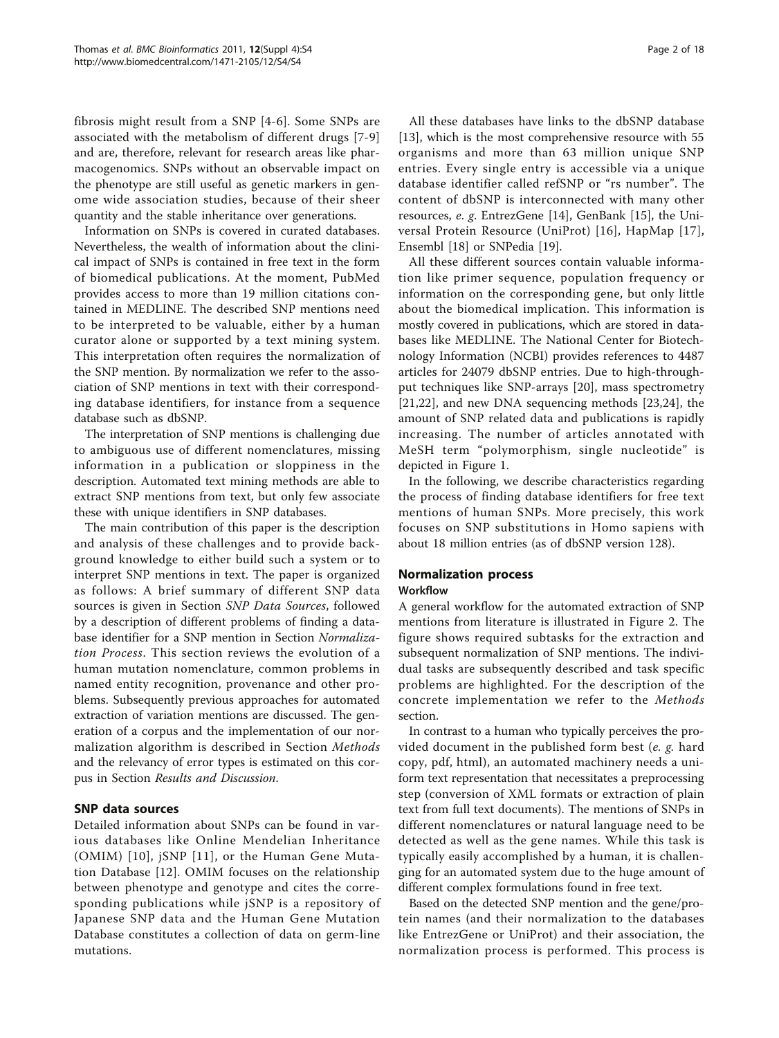fibrosis might result from a SNP [4-6]. Some SNPs are associated with the metabolism of different drugs [7-9] and are, therefore, relevant for research areas like pharmacogenomics. SNPs without an observable impact on the phenotype are still useful as genetic markers in genome wide association studies, because of their sheer quantity and the stable inheritance over generations.

Information on SNPs is covered in curated databases. Nevertheless, the wealth of information about the clinical impact of SNPs is contained in free text in the form of biomedical publications. At the moment, PubMed provides access to more than 19 million citations contained in MEDLINE. The described SNP mentions need to be interpreted to be valuable, either by a human curator alone or supported by a text mining system. This interpretation often requires the normalization of the SNP mention. By normalization we refer to the association of SNP mentions in text with their corresponding database identifiers, for instance from a sequence database such as dbSNP.

The interpretation of SNP mentions is challenging due to ambiguous use of different nomenclatures, missing information in a publication or sloppiness in the description. Automated text mining methods are able to extract SNP mentions from text, but only few associate these with unique identifiers in SNP databases.

The main contribution of this paper is the description and analysis of these challenges and to provide background knowledge to either build such a system or to interpret SNP mentions in text. The paper is organized as follows: A brief summary of different SNP data sources is given in Section *SNP Data Sources*, followed by a description of different problems of finding a database identifier for a SNP mention in Section *Normalization Process*. This section reviews the evolution of a human mutation nomenclature, common problems in named entity recognition, provenance and other problems. Subsequently previous approaches for automated extraction of variation mentions are discussed. The generation of a corpus and the implementation of our normalization algorithm is described in Section *Methods* and the relevancy of error types is estimated on this corpus in Section *Results and Discussion*.

## SNP data sources

Detailed information about SNPs can be found in various databases like Online Mendelian Inheritance (OMIM) [10], jSNP [11], or the Human Gene Mutation Database [12]. OMIM focuses on the relationship between phenotype and genotype and cites the corresponding publications while jSNP is a repository of Japanese SNP data and the Human Gene Mutation Database constitutes a collection of data on germ-line mutations.

All these databases have links to the dbSNP database [13], which is the most comprehensive resource with 55 organisms and more than 63 million unique SNP entries. Every single entry is accessible via a unique database identifier called refSNP or "rs number". The content of dbSNP is interconnected with many other resources, *e. g.* EntrezGene [14], GenBank [15], the Universal Protein Resource (UniProt) [16], HapMap [17], Ensembl [18] or SNPedia [19].

All these different sources contain valuable information like primer sequence, population frequency or information on the corresponding gene, but only little about the biomedical implication. This information is mostly covered in publications, which are stored in databases like MEDLINE. The National Center for Biotechnology Information (NCBI) provides references to 4487 articles for 24079 dbSNP entries. Due to high-throughput techniques like SNP-arrays [20], mass spectrometry [21,22], and new DNA sequencing methods [23,24], the amount of SNP related data and publications is rapidly increasing. The number of articles annotated with MeSH term "polymorphism, single nucleotide" is depicted in Figure 1.

In the following, we describe characteristics regarding the process of finding database identifiers for free text mentions of human SNPs. More precisely, this work focuses on SNP substitutions in Homo sapiens with about 18 million entries (as of dbSNP version 128).

## Normalization process

### Workflow

A general workflow for the automated extraction of SNP mentions from literature is illustrated in Figure 2. The figure shows required subtasks for the extraction and subsequent normalization of SNP mentions. The individual tasks are subsequently described and task specific problems are highlighted. For the description of the concrete implementation we refer to the *Methods* section.

In contrast to a human who typically perceives the provided document in the published form best (*e. g.* hard copy, pdf, html), an automated machinery needs a uniform text representation that necessitates a preprocessing step (conversion of XML formats or extraction of plain text from full text documents). The mentions of SNPs in different nomenclatures or natural language need to be detected as well as the gene names. While this task is typically easily accomplished by a human, it is challenging for an automated system due to the huge amount of different complex formulations found in free text.

Based on the detected SNP mention and the gene/protein names (and their normalization to the databases like EntrezGene or UniProt) and their association, the normalization process is performed. This process is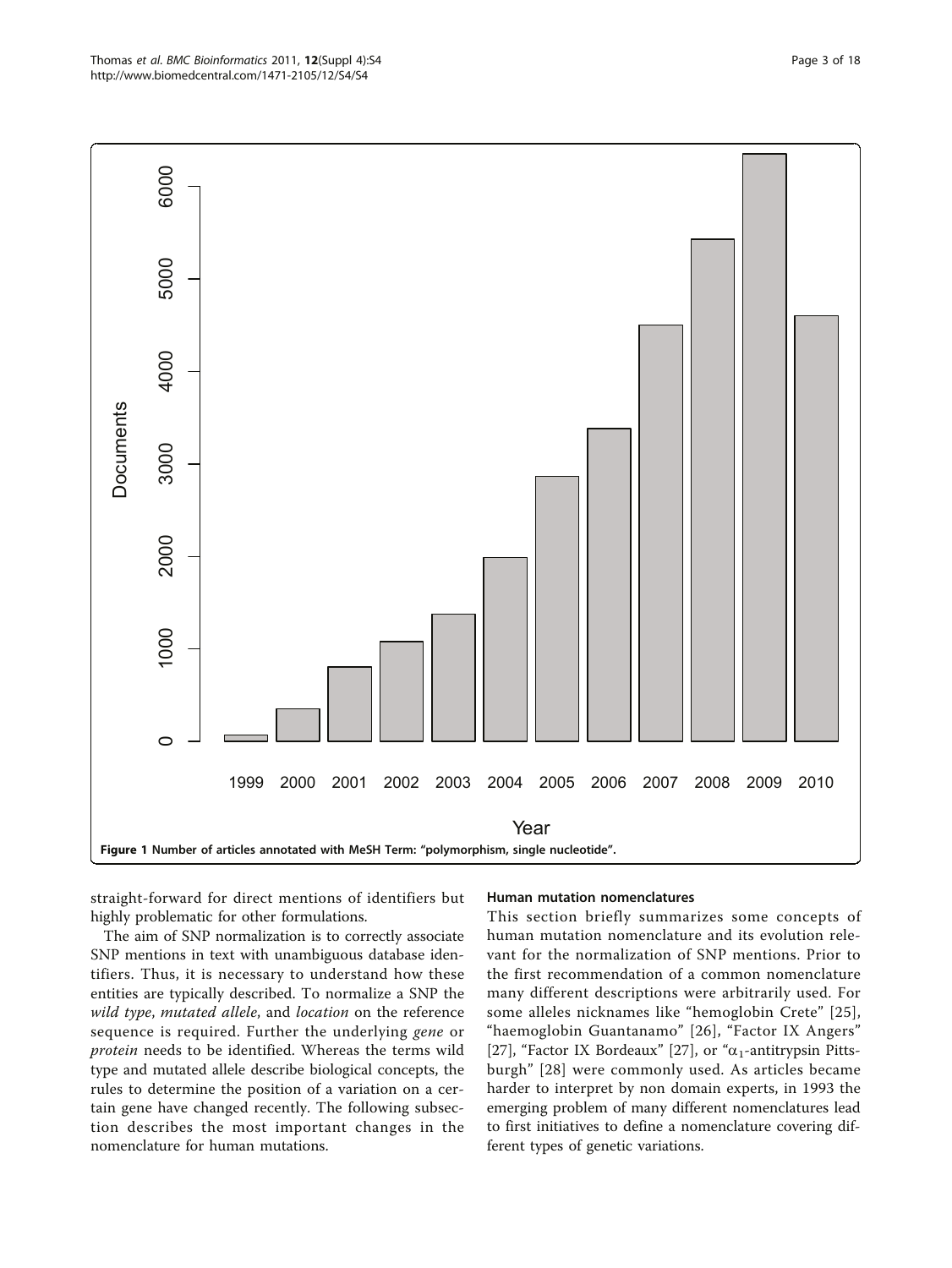Figure 1 Number of articles annotated with MeSH Term: "polymorphism, single nucleotide".

straight-forward for direct mentions of identifiers but highly problematic for other formulations.

The aim of SNP normalization is to correctly associate SNP mentions in text with unambiguous database identifiers. Thus, it is necessary to understand how these entities are typically described. To normalize a SNP the *wild type*, *mutated allele*, and *location* on the reference sequence is required. Further the underlying *gene* or *protein* needs to be identified. Whereas the terms wild type and mutated allele describe biological concepts, the rules to determine the position of a variation on a certain gene have changed recently. The following subsection describes the most important changes in the nomenclature for human mutations.

### Human mutation nomenclatures

This section briefly summarizes some concepts of human mutation nomenclature and its evolution relevant for the normalization of SNP mentions. Prior to the first recommendation of a common nomenclature many different descriptions were arbitrarily used. For some alleles nicknames like "hemoglobin Crete" [25], "haemoglobin Guantanamo" [26], "Factor IX Angers" [27], "Factor IX Bordeaux" [27], or "$\alpha_1$-antitrypsin Pittsburgh" [28] were commonly used. As articles became harder to interpret by non domain experts, in 1993 the emerging problem of many different nomenclatures lead to first initiatives to define a nomenclature covering different types of genetic variations.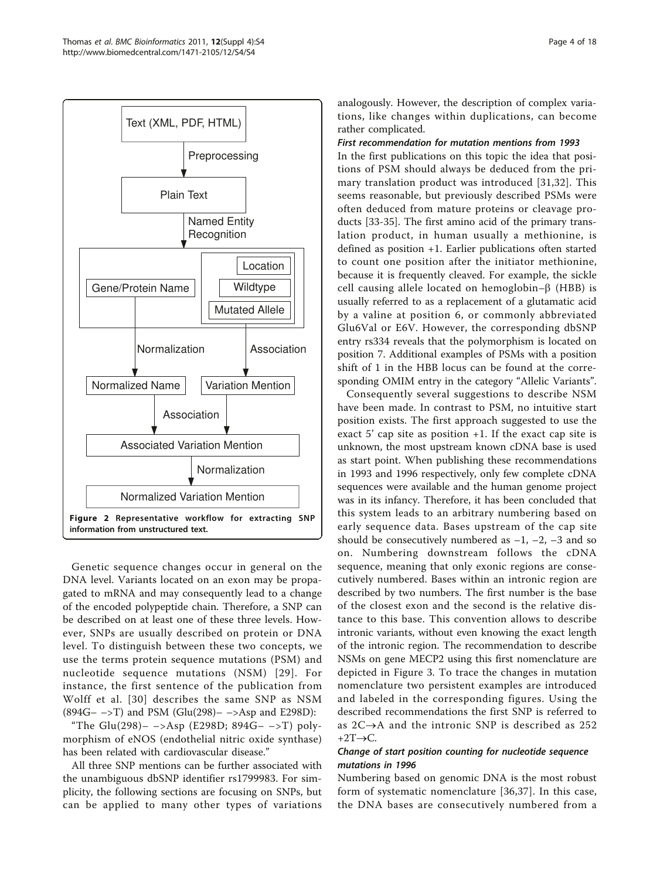Figure 2 Representative workflow for extracting SNP information from unstructured text.

Genetic sequence changes occur in general on the DNA level. Variants located on an exon may be propagated to mRNA and may consequently lead to a change of the encoded polypeptide chain. Therefore, a SNP can be described on at least one of these three levels. However, SNPs are usually described on protein or DNA level. To distinguish between these two concepts, we use the terms protein sequence mutations (PSM) and nucleotide sequence mutations (NSM) [29]. For instance, the first sentence of the publication from Wolff et al. [30] describes the same SNP as NSM (894G– –>T) and PSM (Glu(298)– –>Asp and E298D):

"The Glu(298)– –>Asp (E298D; 894G– –>T) polymorphism of eNOS (endothelial nitric oxide synthase) has been related with cardiovascular disease."

All three SNP mentions can be further associated with the unambiguous dbSNP identifier rs1799983. For simplicity, the following sections are focusing on SNPs, but can be applied to many other types of variations analogously. However, the description of complex variations, like changes within duplications, can become rather complicated.

#### First recommendation for mutation mentions from 1993

In the first publications on this topic the idea that positions of PSM should always be deduced from the primary translation product was introduced [31,32]. This seems reasonable, but previously described PSMs were often deduced from mature proteins or cleavage products [33-35]. The first amino acid of the primary translation product, in human usually a methionine, is defined as position +1. Earlier publications often started to count one position after the initiator methionine, because it is frequently cleaved. For example, the sickle cell causing allele located on hemoglobin–β (HBB) is usually referred to as a replacement of a glutamatic acid by a valine at position 6, or commonly abbreviated Glu6Val or E6V. However, the corresponding dbSNP entry rs334 reveals that the polymorphism is located on position 7. Additional examples of PSMs with a position shift of 1 in the HBB locus can be found at the corresponding OMIM entry in the category "Allelic Variants".

Consequently several suggestions to describe NSM have been made. In contrast to PSM, no intuitive start position exists. The first approach suggested to use the exact 5' cap site as position +1. If the exact cap site is unknown, the most upstream known cDNA base is used as start point. When publishing these recommendations in 1993 and 1996 respectively, only few complete cDNA sequences were available and the human genome project was in its infancy. Therefore, it has been concluded that this system leads to an arbitrary numbering based on early sequence data. Bases upstream of the cap site should be consecutively numbered as −1, −2, −3 and so on. Numbering downstream follows the cDNA sequence, meaning that only exonic regions are consecutively numbered. Bases within an intronic region are described by two numbers. The first number is the base of the closest exon and the second is the relative distance to this base. This convention allows to describe intronic variants, without even knowing the exact length of the intronic region. The recommendation to describe NSMs on gene MECP2 using this first nomenclature are depicted in Figure 3. To trace the changes in mutation nomenclature two persistent examples are introduced and labeled in the corresponding figures. Using the described recommendations the first SNP is referred to as 2C→A and the intronic SNP is described as 252 +2T→C.

#### Change of start position counting for nucleotide sequence mutations in 1996

Numbering based on genomic DNA is the most robust form of systematic nomenclature [36,37]. In this case, the DNA bases are consecutively numbered from a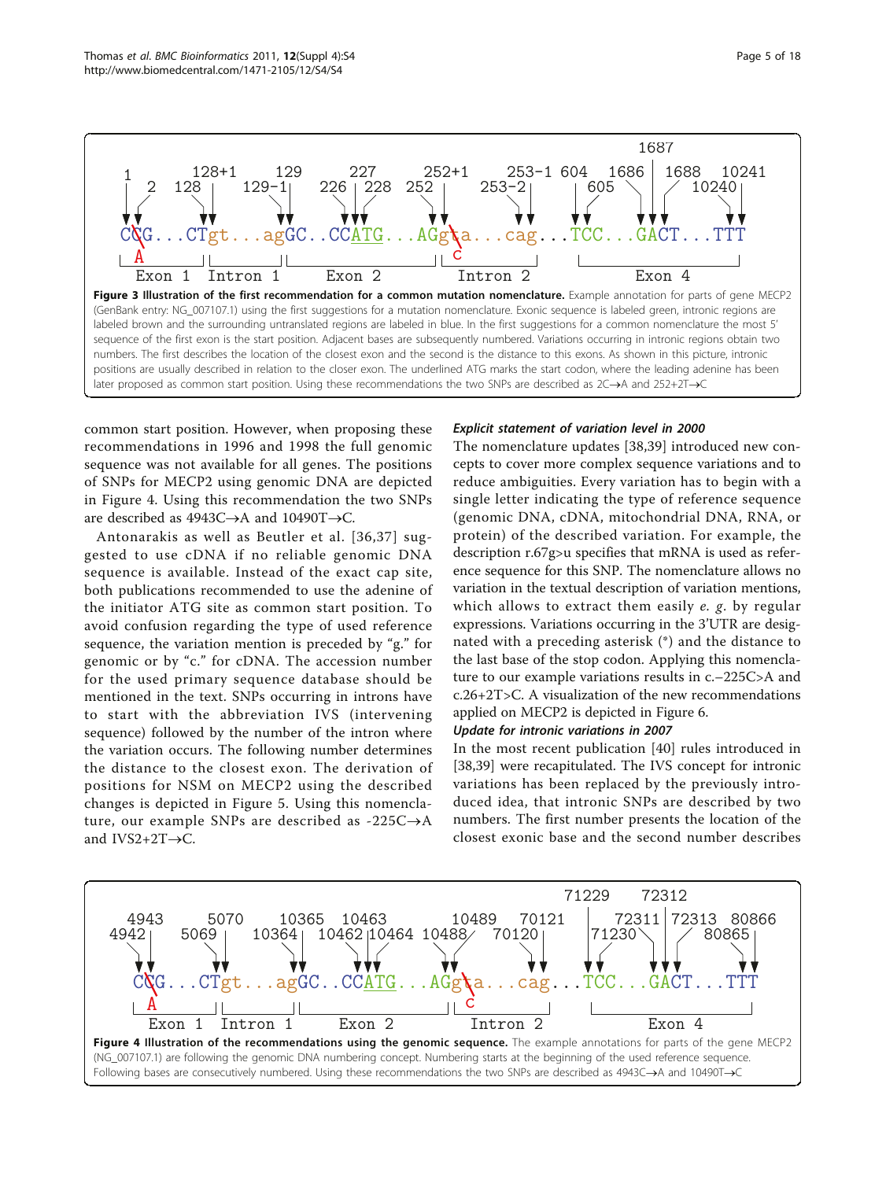Figure 3 Illustration of the first recommendation for a common mutation nomenclature. Example annotation for parts of gene MECP2 (GenBank entry: NG_007107.1) using the first suggestions for a mutation nomenclature. Exonic sequence is labeled green, intronic regions are labeled brown and the surrounding untranslated regions are labeled in blue. In the first suggestions for a common nomenclature the most 5' sequence of the first exon is the start position. Adjacent bases are subsequently numbered. Variations occurring in intronic regions obtain two numbers. The first describes the location of the closest exon and the second is the distance to this exons. As shown in this picture, intronic positions are usually described in relation to the closer exon. The underlined ATG marks the start codon, where the leading adenine has been later proposed as common start position. Using these recommendations the two SNPs are described as 2C→A and 252+2T→C

common start position. However, when proposing these recommendations in 1996 and 1998 the full genomic sequence was not available for all genes. The positions of SNPs for MECP2 using genomic DNA are depicted in Figure 4. Using this recommendation the two SNPs are described as 4943C→A and 10490T→C.

Antonarakis as well as Beutler et al. [36,37] suggested to use cDNA if no reliable genomic DNA sequence is available. Instead of the exact cap site, both publications recommended to use the adenine of the initiator ATG site as common start position. To avoid confusion regarding the type of used reference sequence, the variation mention is preceded by "g." for genomic or by "c." for cDNA. The accession number for the used primary sequence database should be mentioned in the text. SNPs occurring in introns have to start with the abbreviation IVS (intervening sequence) followed by the number of the intron where the variation occurs. The following number determines the distance to the closest exon. The derivation of positions for NSM on MECP2 using the described changes is depicted in Figure 5. Using this nomenclature, our example SNPs are described as -225C→A and IVS2+2T→C.

### *Explicit statement of variation level in 2000*

The nomenclature updates [38,39] introduced new concepts to cover more complex sequence variations and to reduce ambiguities. Every variation has to begin with a single letter indicating the type of reference sequence (genomic DNA, cDNA, mitochondrial DNA, RNA, or protein) of the described variation. For example, the description r.67g>u specifies that mRNA is used as reference sequence for this SNP. The nomenclature allows no variation in the textual description of variation mentions, which allows to extract them easily *e. g.* by regular expressions. Variations occurring in the 3'UTR are designated with a preceding asterisk (*) and the distance to the last base of the stop codon. Applying this nomenclature to our example variations results in c.–225C>A and c.26+2T>C. A visualization of the new recommendations applied on MECP2 is depicted in Figure 6.

### *Update for intronic variations in 2007*

In the most recent publication [40] rules introduced in [38,39] were recapitulated. The IVS concept for intronic variations has been replaced by the previously introduced idea, that intronic SNPs are described by two numbers. The first number presents the location of the closest exonic base and the second number describes

Figure 4 Illustration of the recommendations using the genomic sequence. The example annotations for parts of the gene MECP2 (NG_007107.1) are following the genomic DNA numbering concept. Numbering starts at the beginning of the used reference sequence. Following bases are consecutively numbered. Using these recommendations the two SNPs are described as 4943C→A and 10490T→C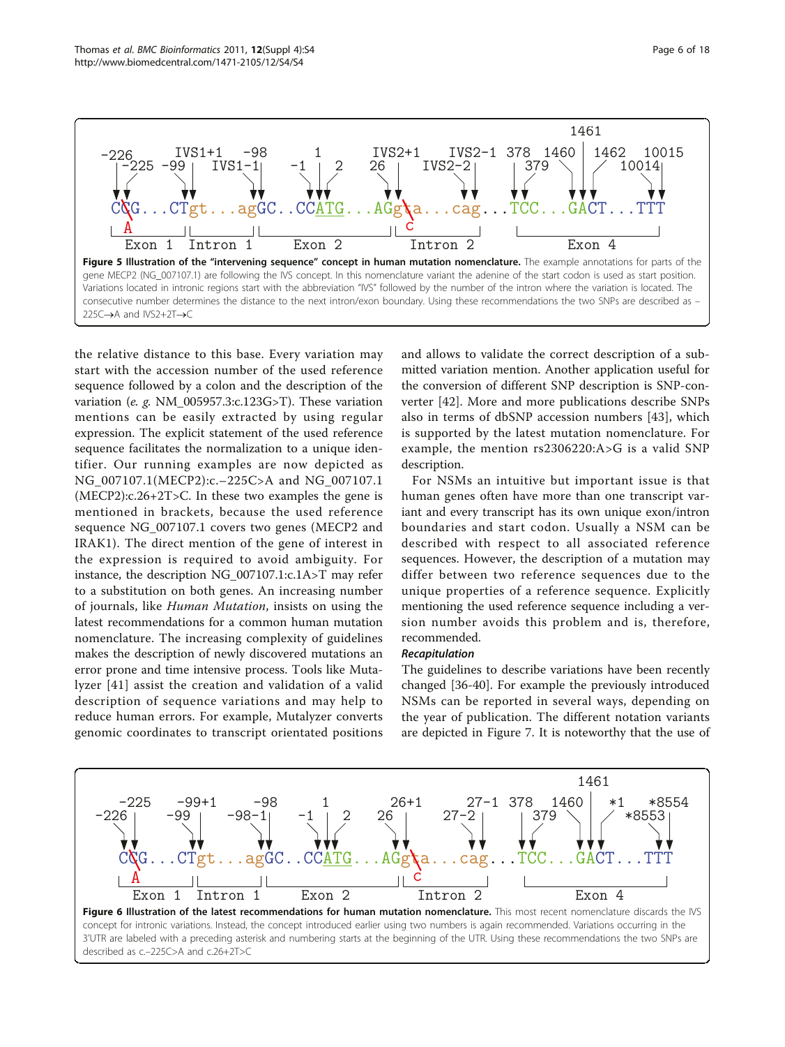**Figure 5 Illustration of the "intervening sequence" concept in human mutation nomenclature.** The example annotations for parts of the gene MECP2 (NG_007107.1) are following the IVS concept. In this nomenclature variant the adenine of the start codon is used as start position. Variations located in intronic regions start with the abbreviation "IVS" followed by the number of the intron where the variation is located. The consecutive number determines the distance to the next intron/exon boundary. Using these recommendations the two SNPs are described as –225C→A and IVS2+2T→C

the relative distance to this base. Every variation may start with the accession number of the used reference sequence followed by a colon and the description of the variation (*e. g.* NM_005957.3:c.123G>T). These variation mentions can be easily extracted by using regular expression. The explicit statement of the used reference sequence facilitates the normalization to a unique identifier. Our running examples are now depicted as NG_007107.1(MECP2):c.−225C>A and NG_007107.1 (MECP2):c.26+2T>C. In these two examples the gene is mentioned in brackets, because the used reference sequence NG_007107.1 covers two genes (MECP2 and IRAK1). The direct mention of the gene of interest in the expression is required to avoid ambiguity. For instance, the description NG_007107.1:c.1A>T may refer to a substitution on both genes. An increasing number of journals, like *Human Mutation*, insists on using the latest recommendations for a common human mutation nomenclature. The increasing complexity of guidelines makes the description of newly discovered mutations an error prone and time intensive process. Tools like Mutalyzer [41] assist the creation and validation of a valid description of sequence variations and may help to reduce human errors. For example, Mutalyzer converts genomic coordinates to transcript orientated positions and allows to validate the correct description of a submitted variation mention. Another application useful for the conversion of different SNP description is SNP-converter [42]. More and more publications describe SNPs also in terms of dbSNP accession numbers [43], which is supported by the latest mutation nomenclature. For example, the mention rs2306220:A>G is a valid SNP description.

For NSMs an intuitive but important issue is that human genes often have more than one transcript variant and every transcript has its own unique exon/intron boundaries and start codon. Usually a NSM can be described with respect to all associated reference sequences. However, the description of a mutation may differ between two reference sequences due to the unique properties of a reference sequence. Explicitly mentioning the used reference sequence including a version number avoids this problem and is, therefore, recommended.

### Recapitulation

The guidelines to describe variations have been recently changed [36-40]. For example the previously introduced NSMs can be reported in several ways, depending on the year of publication. The different notation variants are depicted in Figure 7. It is noteworthy that the use of

**Figure 6 Illustration of the latest recommendations for human mutation nomenclature.** This most recent nomenclature discards the IVS concept for intronic variations. Instead, the concept introduced earlier using two numbers is again recommended. Variations occurring in the 3'UTR are labeled with a preceding asterisk and numbering starts at the beginning of the UTR. Using these recommendations the two SNPs are described as c.–225C>A and c.26+2T>C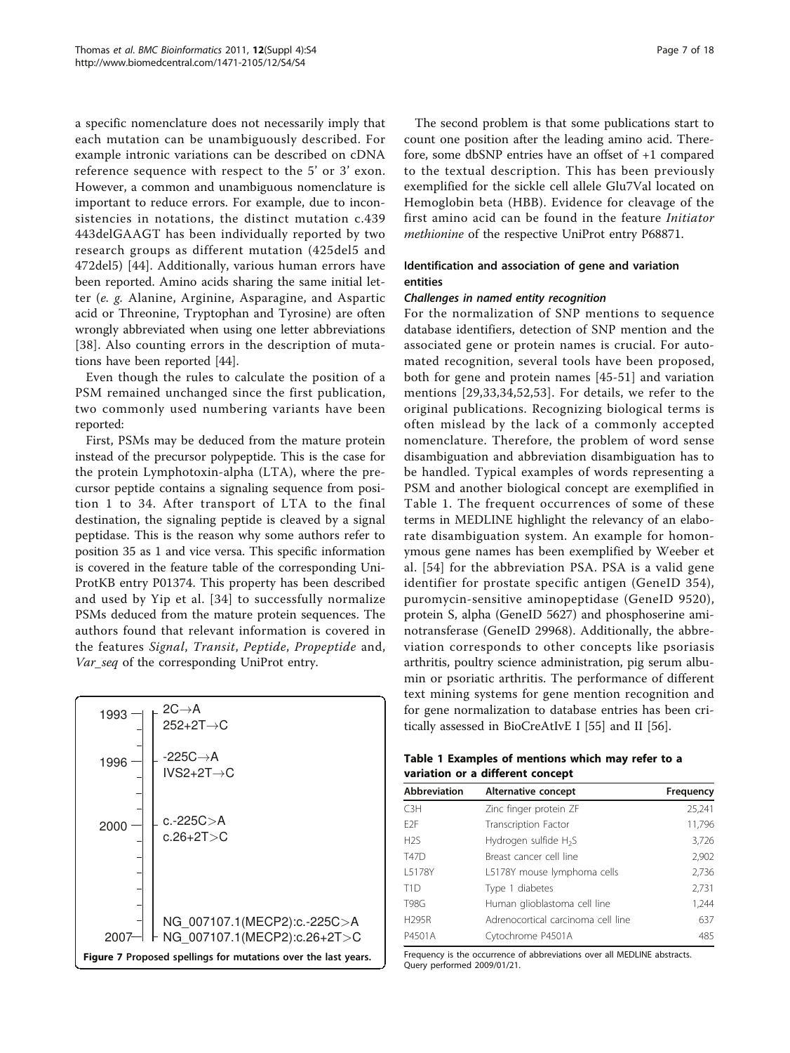a specific nomenclature does not necessarily imply that each mutation can be unambiguously described. For example intronic variations can be described on cDNA reference sequence with respect to the 5' or 3' exon. However, a common and unambiguous nomenclature is important to reduce errors. For example, due to inconsistencies in notations, the distinct mutation c.439 443delGAAGT has been individually reported by two research groups as different mutation (425del5 and 472del5) [44]. Additionally, various human errors have been reported. Amino acids sharing the same initial letter (*e. g.* Alanine, Arginine, Asparagine, and Aspartic acid or Threonine, Tryptophan and Tyrosine) are often wrongly abbreviated when using one letter abbreviations [38]. Also counting errors in the description of mutations have been reported [44].

Even though the rules to calculate the position of a PSM remained unchanged since the first publication, two commonly used numbering variants have been reported:

First, PSMs may be deduced from the mature protein instead of the precursor polypeptide. This is the case for the protein Lymphotoxin-alpha (LTA), where the precursor peptide contains a signaling sequence from position 1 to 34. After transport of LTA to the final destination, the signaling peptide is cleaved by a signal peptidase. This is the reason why some authors refer to position 35 as 1 and vice versa. This specific information is covered in the feature table of the corresponding UniProtKB entry P01374. This property has been described and used by Yip et al. [34] to successfully normalize PSMs deduced from the mature protein sequences. The authors found that relevant information is covered in the features *Signal*, *Transit*, *Peptide*, *Propeptide* and, *Var_seq* of the corresponding UniProt entry.

| Year | Proposed spellings |
|---|---|
| 1993 | 2C→A<br>252+2T→C |
| 1996 | -225C→A<br>IVS2+2T→C |
| 2000 | c.-225C>A<br>c.26+2T>C |
| 2007 | NG_007107.1(MECP2):c.-225C>A<br>NG_007107.1(MECP2):c.26+2T>C |

**Figure 7** Proposed spellings for mutations over the last years.

The second problem is that some publications start to count one position after the leading amino acid. Therefore, some dbSNP entries have an offset of +1 compared to the textual description. This has been previously exemplified for the sickle cell allele Glu7Val located on Hemoglobin beta (HBB). Evidence for cleavage of the first amino acid can be found in the feature *Initiator methionine* of the respective UniProt entry P68871.

## Identification and association of gene and variation entities

### *Challenges in named entity recognition*

For the normalization of SNP mentions to sequence database identifiers, detection of SNP mention and the associated gene or protein names is crucial. For automated recognition, several tools have been proposed, both for gene and protein names [45-51] and variation mentions [29,33,34,52,53]. For details, we refer to the original publications. Recognizing biological terms is often mislead by the lack of a commonly accepted nomenclature. Therefore, the problem of word sense disambiguation and abbreviation disambiguation has to be handled. Typical examples of words representing a PSM and another biological concept are exemplified in Table 1. The frequent occurrences of some of these terms in MEDLINE highlight the relevancy of an elaborate disambiguation system. An example for homonymous gene names has been exemplified by Weeber et al. [54] for the abbreviation PSA. PSA is a valid gene identifier for prostate specific antigen (GeneID 354), puromycin-sensitive aminopeptidase (GeneID 9520), protein S, alpha (GeneID 5627) and phosphoserine aminotransferase (GeneID 29968). Additionally, the abbreviation corresponds to other concepts like psoriasis arthritis, poultry science administration, pig serum albumin or psoriatic arthritis. The performance of different text mining systems for gene mention recognition and for gene normalization to database entries has been critically assessed in BioCreAtIvE I [55] and II [56].

**Table 1 Examples of mentions which may refer to a variation or a different concept**

| Abbreviation | Alternative concept | Frequency |
|---|---|---|
| C3H | Zinc finger protein ZF | 25,241 |
| E2F | Transcription Factor | 11,796 |
| H2S | Hydrogen sulfide $H_2S$ | 3,726 |
| T47D | Breast cancer cell line | 2,902 |
| L5178Y | L5178Y mouse lymphoma cells | 2,736 |
| T1D | Type 1 diabetes | 2,731 |
| T98G | Human glioblastoma cell line | 1,244 |
| H295R | Adrenocortical carcinoma cell line | 637 |
| P4501A | Cytochrome P4501A | 485 |

Frequency is the occurrence of abbreviations over all MEDLINE abstracts. Query performed 2009/01/21.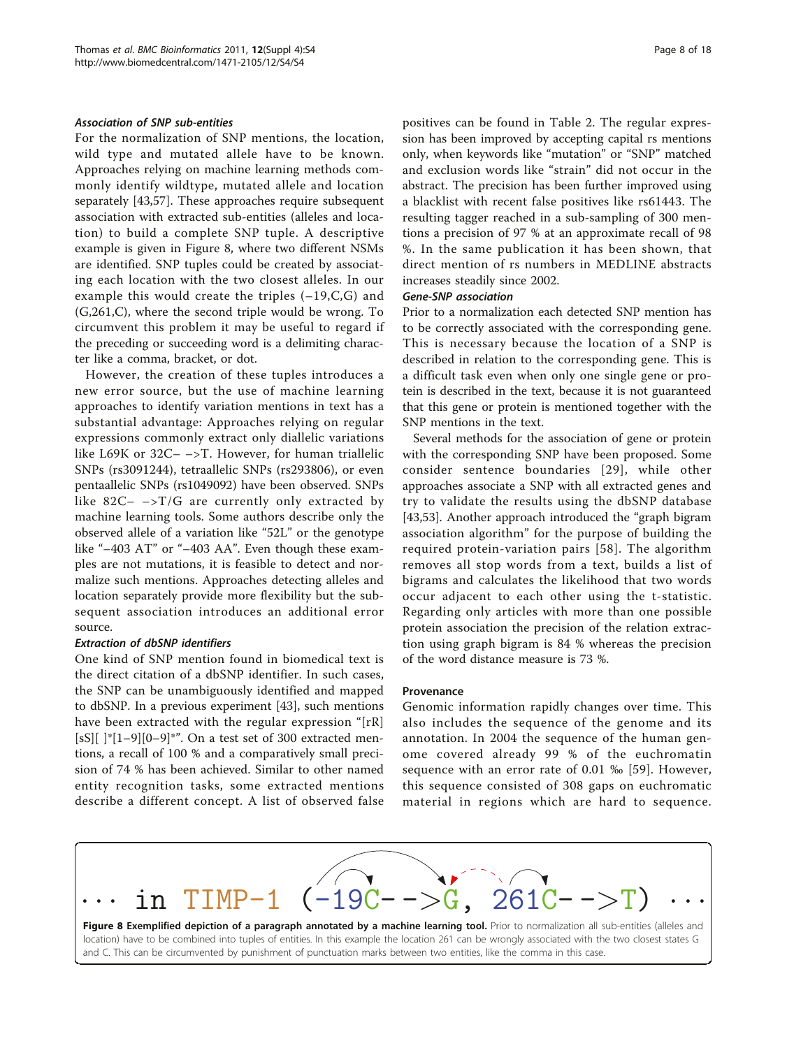### *Association of SNP sub-entities*

For the normalization of SNP mentions, the location, wild type and mutated allele have to be known. Approaches relying on machine learning methods commonly identify wildtype, mutated allele and location separately [43,57]. These approaches require subsequent association with extracted sub-entities (alleles and location) to build a complete SNP tuple. A descriptive example is given in Figure 8, where two different NSMs are identified. SNP tuples could be created by associating each location with the two closest alleles. In our example this would create the triples (−19,C,G) and (G,261,C), where the second triple would be wrong. To circumvent this problem it may be useful to regard if the preceding or succeeding word is a delimiting character like a comma, bracket, or dot.

However, the creation of these tuples introduces a new error source, but the use of machine learning approaches to identify variation mentions in text has a substantial advantage: Approaches relying on regular expressions commonly extract only diallelic variations like L69K or 32C− −>T. However, for human triallelic SNPs (rs3091244), tetraallelic SNPs (rs293806), or even pentaallelic SNPs (rs1049092) have been observed. SNPs like 82C− −>T/G are currently only extracted by machine learning tools. Some authors describe only the observed allele of a variation like "52L" or the genotype like "−403 AT" or "−403 AA". Even though these examples are not mutations, it is feasible to detect and normalize such mentions. Approaches detecting alleles and location separately provide more flexibility but the subsequent association introduces an additional error source.

### *Extraction of dbSNP identifiers*

One kind of SNP mention found in biomedical text is the direct citation of a dbSNP identifier. In such cases, the SNP can be unambiguously identified and mapped to dbSNP. In a previous experiment [43], such mentions have been extracted with the regular expression "[rR][sS][ ]*[1−9][0−9]*". On a test set of 300 extracted mentions, a recall of 100 % and a comparatively small precision of 74 % has been achieved. Similar to other named entity recognition tasks, some extracted mentions describe a different concept. A list of observed false positives can be found in Table 2. The regular expression has been improved by accepting capital rs mentions only, when keywords like "mutation" or "SNP" matched and exclusion words like "strain" did not occur in the abstract. The precision has been further improved using a blacklist with recent false positives like rs61443. The resulting tagger reached in a sub-sampling of 300 mentions a precision of 97 % at an approximate recall of 98 %. In the same publication it has been shown, that direct mention of rs numbers in MEDLINE abstracts increases steadily since 2002.

### *Gene-SNP association*

Prior to a normalization each detected SNP mention has to be correctly associated with the corresponding gene. This is necessary because the location of a SNP is described in relation to the corresponding gene. This is a difficult task even when only one single gene or protein is described in the text, because it is not guaranteed that this gene or protein is mentioned together with the SNP mentions in the text.

Several methods for the association of gene or protein with the corresponding SNP have been proposed. Some consider sentence boundaries [29], while other approaches associate a SNP with all extracted genes and try to validate the results using the dbSNP database [43,53]. Another approach introduced the "graph bigram association algorithm" for the purpose of building the required protein-variation pairs [58]. The algorithm removes all stop words from a text, builds a list of bigrams and calculates the likelihood that two words occur adjacent to each other using the t-statistic. Regarding only articles with more than one possible protein association the precision of the relation extraction using graph bigram is 84 % whereas the precision of the word distance measure is 73 %.

## Provenance

Genomic information rapidly changes over time. This also includes the sequence of the genome and its annotation. In 2004 the sequence of the human genome covered already 99 % of the euchromatin sequence with an error rate of 0.01 ‰ [59]. However, this sequence consisted of 308 gaps on euchromatic material in regions which are hard to sequence.

··· in TIMP-1 (-19C-->G, 261C-->T) ···

**Figure 8 Exemplified depiction of a paragraph annotated by a machine learning tool.** Prior to normalization all sub-entities (alleles and location) have to be combined into tuples of entities. In this example the location 261 can be wrongly associated with the two closest states G and C. This can be circumvented by punishment of punctuation marks between two entities, like the comma in this case.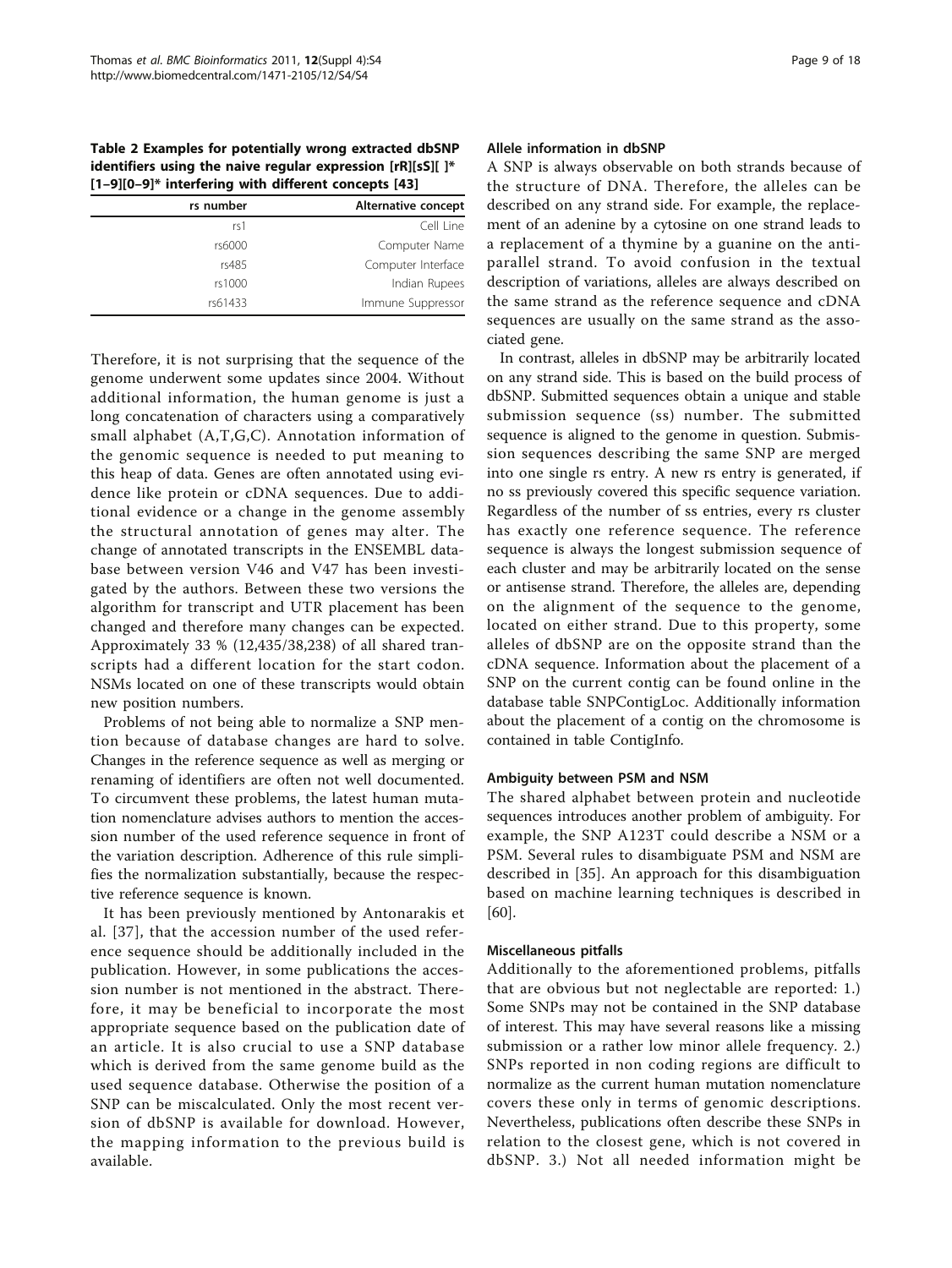**Table 2 Examples for potentially wrong extracted dbSNP identifiers using the naive regular expression [rR][sS][ ]*[1–9][0–9]* interfering with different concepts [43]**

| rs number | Alternative concept |
| --- | --- |
| rs1 | Cell Line |
| rs6000 | Computer Name |
| rs485 | Computer Interface |
| rs1000 | Indian Rupees |
| rs61433 | Immune Suppressor |

Therefore, it is not surprising that the sequence of the genome underwent some updates since 2004. Without additional information, the human genome is just a long concatenation of characters using a comparatively small alphabet (A,T,G,C). Annotation information of the genomic sequence is needed to put meaning to this heap of data. Genes are often annotated using evidence like protein or cDNA sequences. Due to additional evidence or a change in the genome assembly the structural annotation of genes may alter. The change of annotated transcripts in the ENSEMBL database between version V46 and V47 has been investigated by the authors. Between these two versions the algorithm for transcript and UTR placement has been changed and therefore many changes can be expected. Approximately 33 % (12,435/38,238) of all shared transcripts had a different location for the start codon. NSMs located on one of these transcripts would obtain new position numbers.

Problems of not being able to normalize a SNP mention because of database changes are hard to solve. Changes in the reference sequence as well as merging or renaming of identifiers are often not well documented. To circumvent these problems, the latest human mutation nomenclature advises authors to mention the accession number of the used reference sequence in front of the variation description. Adherence of this rule simplifies the normalization substantially, because the respective reference sequence is known.

It has been previously mentioned by Antonarakis et al. [37], that the accession number of the used reference sequence should be additionally included in the publication. However, in some publications the accession number is not mentioned in the abstract. Therefore, it may be beneficial to incorporate the most appropriate sequence based on the publication date of an article. It is also crucial to use a SNP database which is derived from the same genome build as the used sequence database. Otherwise the position of a SNP can be miscalculated. Only the most recent version of dbSNP is available for download. However, the mapping information to the previous build is available.

#### Allele information in dbSNP

A SNP is always observable on both strands because of the structure of DNA. Therefore, the alleles can be described on any strand side. For example, the replacement of an adenine by a cytosine on one strand leads to a replacement of a thymine by a guanine on the antiparallel strand. To avoid confusion in the textual description of variations, alleles are always described on the same strand as the reference sequence and cDNA sequences are usually on the same strand as the associated gene.

In contrast, alleles in dbSNP may be arbitrarily located on any strand side. This is based on the build process of dbSNP. Submitted sequences obtain a unique and stable submission sequence (ss) number. The submitted sequence is aligned to the genome in question. Submission sequences describing the same SNP are merged into one single rs entry. A new rs entry is generated, if no ss previously covered this specific sequence variation. Regardless of the number of ss entries, every rs cluster has exactly one reference sequence. The reference sequence is always the longest submission sequence of each cluster and may be arbitrarily located on the sense or antisense strand. Therefore, the alleles are, depending on the alignment of the sequence to the genome, located on either strand. Due to this property, some alleles of dbSNP are on the opposite strand than the cDNA sequence. Information about the placement of a SNP on the current contig can be found online in the database table SNPContigLoc. Additionally information about the placement of a contig on the chromosome is contained in table ContigInfo.

#### Ambiguity between PSM and NSM

The shared alphabet between protein and nucleotide sequences introduces another problem of ambiguity. For example, the SNP A123T could describe a NSM or a PSM. Several rules to disambiguate PSM and NSM are described in [35]. An approach for this disambiguation based on machine learning techniques is described in [60].

#### Miscellaneous pitfalls

Additionally to the aforementioned problems, pitfalls that are obvious but not neglectable are reported: 1.) Some SNPs may not be contained in the SNP database of interest. This may have several reasons like a missing submission or a rather low minor allele frequency. 2.) SNPs reported in non coding regions are difficult to normalize as the current human mutation nomenclature covers these only in terms of genomic descriptions. Nevertheless, publications often describe these SNPs in relation to the closest gene, which is not covered in dbSNP. 3.) Not all needed information might be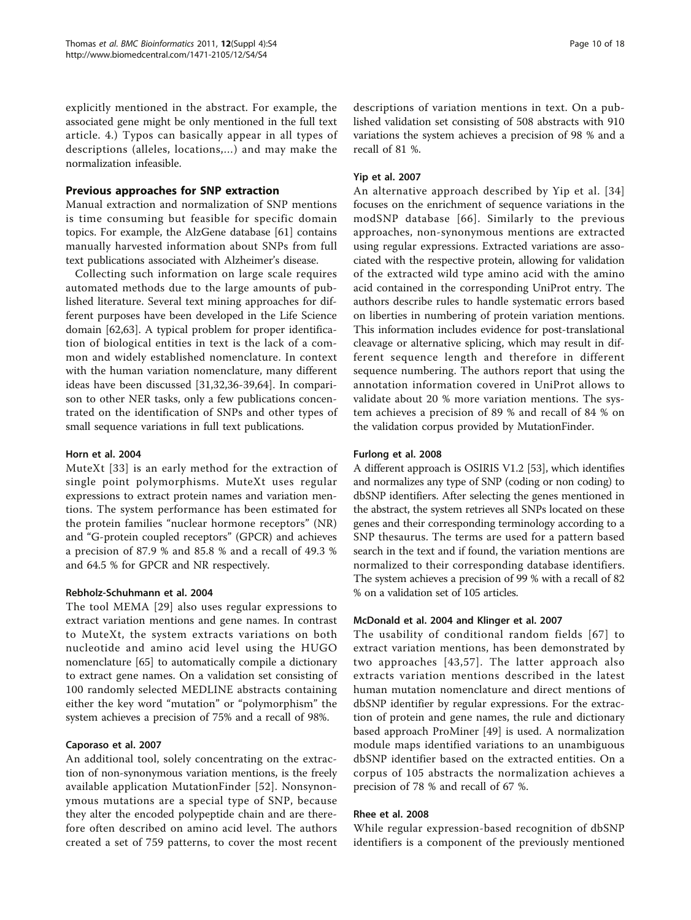explicitly mentioned in the abstract. For example, the associated gene might be only mentioned in the full text article. 4.) Typos can basically appear in all types of descriptions (alleles, locations,...) and may make the normalization infeasible.

## Previous approaches for SNP extraction

Manual extraction and normalization of SNP mentions is time consuming but feasible for specific domain topics. For example, the AlzGene database [61] contains manually harvested information about SNPs from full text publications associated with Alzheimer's disease.

Collecting such information on large scale requires automated methods due to the large amounts of published literature. Several text mining approaches for different purposes have been developed in the Life Science domain [62,63]. A typical problem for proper identification of biological entities in text is the lack of a common and widely established nomenclature. In context with the human variation nomenclature, many different ideas have been discussed [31,32,36-39,64]. In comparison to other NER tasks, only a few publications concentrated on the identification of SNPs and other types of small sequence variations in full text publications.

### Horn et al. 2004

MuteXt [33] is an early method for the extraction of single point polymorphisms. MuteXt uses regular expressions to extract protein names and variation mentions. The system performance has been estimated for the protein families "nuclear hormone receptors" (NR) and "G-protein coupled receptors" (GPCR) and achieves a precision of 87.9 % and 85.8 % and a recall of 49.3 % and 64.5 % for GPCR and NR respectively.

### Rebholz-Schuhmann et al. 2004

The tool MEMA [29] also uses regular expressions to extract variation mentions and gene names. In contrast to MuteXt, the system extracts variations on both nucleotide and amino acid level using the HUGO nomenclature [65] to automatically compile a dictionary to extract gene names. On a validation set consisting of 100 randomly selected MEDLINE abstracts containing either the key word "mutation" or "polymorphism" the system achieves a precision of 75% and a recall of 98%.

### Caporaso et al. 2007

An additional tool, solely concentrating on the extraction of non-synonymous variation mentions, is the freely available application MutationFinder [52]. Nonsynonymous mutations are a special type of SNP, because they alter the encoded polypeptide chain and are therefore often described on amino acid level. The authors created a set of 759 patterns, to cover the most recent descriptions of variation mentions in text. On a published validation set consisting of 508 abstracts with 910 variations the system achieves a precision of 98 % and a recall of 81 %.

### Yip et al. 2007

An alternative approach described by Yip et al. [34] focuses on the enrichment of sequence variations in the modSNP database [66]. Similarly to the previous approaches, non-synonymous mentions are extracted using regular expressions. Extracted variations are associated with the respective protein, allowing for validation of the extracted wild type amino acid with the amino acid contained in the corresponding UniProt entry. The authors describe rules to handle systematic errors based on liberties in numbering of protein variation mentions. This information includes evidence for post-translational cleavage or alternative splicing, which may result in different sequence length and therefore in different sequence numbering. The authors report that using the annotation information covered in UniProt allows to validate about 20 % more variation mentions. The system achieves a precision of 89 % and recall of 84 % on the validation corpus provided by MutationFinder.

### Furlong et al. 2008

A different approach is OSIRIS V1.2 [53], which identifies and normalizes any type of SNP (coding or non coding) to dbSNP identifiers. After selecting the genes mentioned in the abstract, the system retrieves all SNPs located on these genes and their corresponding terminology according to a SNP thesaurus. The terms are used for a pattern based search in the text and if found, the variation mentions are normalized to their corresponding database identifiers. The system achieves a precision of 99 % with a recall of 82 % on a validation set of 105 articles.

### McDonald et al. 2004 and Klinger et al. 2007

The usability of conditional random fields [67] to extract variation mentions, has been demonstrated by two approaches [43,57]. The latter approach also extracts variation mentions described in the latest human mutation nomenclature and direct mentions of dbSNP identifier by regular expressions. For the extraction of protein and gene names, the rule and dictionary based approach ProMiner [49] is used. A normalization module maps identified variations to an unambiguous dbSNP identifier based on the extracted entities. On a corpus of 105 abstracts the normalization achieves a precision of 78 % and recall of 67 %.

### Rhee et al. 2008

While regular expression-based recognition of dbSNP identifiers is a component of the previously mentioned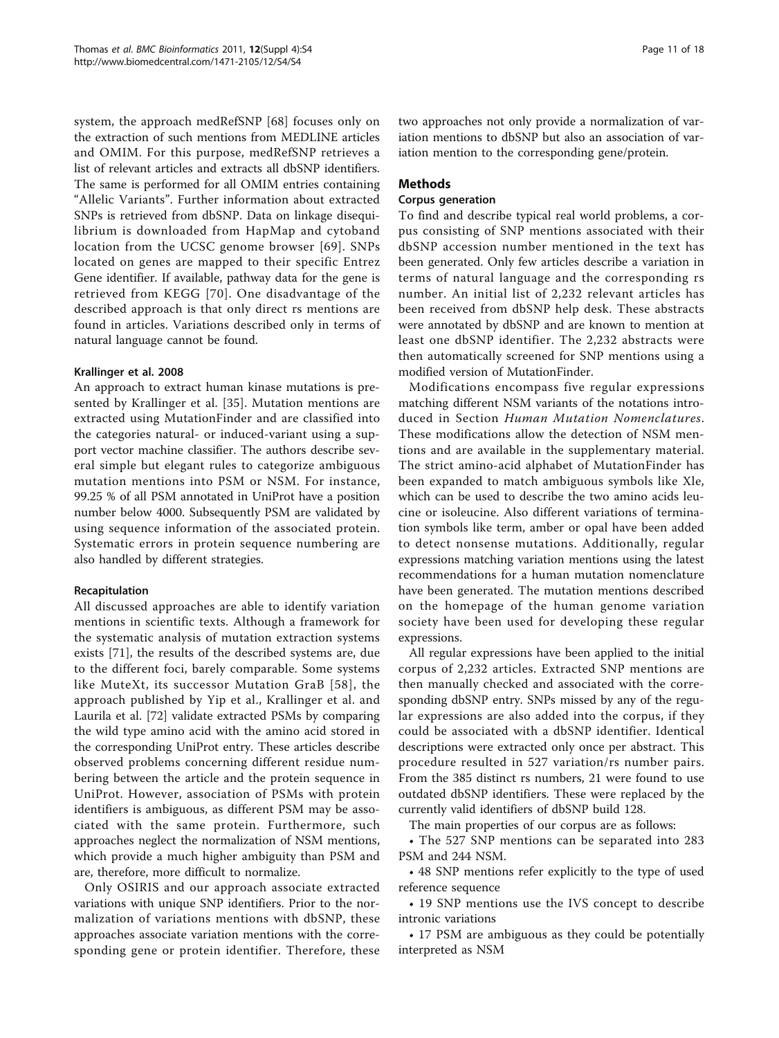system, the approach medRefSNP [68] focuses only on the extraction of such mentions from MEDLINE articles and OMIM. For this purpose, medRefSNP retrieves a list of relevant articles and extracts all dbSNP identifiers. The same is performed for all OMIM entries containing "Allelic Variants". Further information about extracted SNPs is retrieved from dbSNP. Data on linkage disequilibrium is downloaded from HapMap and cytoband location from the UCSC genome browser [69]. SNPs located on genes are mapped to their specific Entrez Gene identifier. If available, pathway data for the gene is retrieved from KEGG [70]. One disadvantage of the described approach is that only direct rs mentions are found in articles. Variations described only in terms of natural language cannot be found.

#### Krallinger et al. 2008

An approach to extract human kinase mutations is presented by Krallinger et al. [35]. Mutation mentions are extracted using MutationFinder and are classified into the categories natural- or induced-variant using a support vector machine classifier. The authors describe several simple but elegant rules to categorize ambiguous mutation mentions into PSM or NSM. For instance, 99.25 % of all PSM annotated in UniProt have a position number below 4000. Subsequently PSM are validated by using sequence information of the associated protein. Systematic errors in protein sequence numbering are also handled by different strategies.

#### Recapitulation

All discussed approaches are able to identify variation mentions in scientific texts. Although a framework for the systematic analysis of mutation extraction systems exists [71], the results of the described systems are, due to the different foci, barely comparable. Some systems like MuteXt, its successor Mutation GraB [58], the approach published by Yip et al., Krallinger et al. and Laurila et al. [72] validate extracted PSMs by comparing the wild type amino acid with the amino acid stored in the corresponding UniProt entry. These articles describe observed problems concerning different residue numbering between the article and the protein sequence in UniProt. However, association of PSMs with protein identifiers is ambiguous, as different PSM may be associated with the same protein. Furthermore, such approaches neglect the normalization of NSM mentions, which provide a much higher ambiguity than PSM and are, therefore, more difficult to normalize.

Only OSIRIS and our approach associate extracted variations with unique SNP identifiers. Prior to the normalization of variations mentions with dbSNP, these approaches associate variation mentions with the corresponding gene or protein identifier. Therefore, these two approaches not only provide a normalization of variation mentions to dbSNP but also an association of variation mention to the corresponding gene/protein.

## Methods

### Corpus generation

To find and describe typical real world problems, a corpus consisting of SNP mentions associated with their dbSNP accession number mentioned in the text has been generated. Only few articles describe a variation in terms of natural language and the corresponding rs number. An initial list of 2,232 relevant articles has been received from dbSNP help desk. These abstracts were annotated by dbSNP and are known to mention at least one dbSNP identifier. The 2,232 abstracts were then automatically screened for SNP mentions using a modified version of MutationFinder.

Modifications encompass five regular expressions matching different NSM variants of the notations introduced in Section *Human Mutation Nomenclatures*. These modifications allow the detection of NSM mentions and are available in the supplementary material. The strict amino-acid alphabet of MutationFinder has been expanded to match ambiguous symbols like Xle, which can be used to describe the two amino acids leucine or isoleucine. Also different variations of termination symbols like term, amber or opal have been added to detect nonsense mutations. Additionally, regular expressions matching variation mentions using the latest recommendations for a human mutation nomenclature have been generated. The mutation mentions described on the homepage of the human genome variation society have been used for developing these regular expressions.

All regular expressions have been applied to the initial corpus of 2,232 articles. Extracted SNP mentions are then manually checked and associated with the corresponding dbSNP entry. SNPs missed by any of the regular expressions are also added into the corpus, if they could be associated with a dbSNP identifier. Identical descriptions were extracted only once per abstract. This procedure resulted in 527 variation/rs number pairs. From the 385 distinct rs numbers, 21 were found to use outdated dbSNP identifiers. These were replaced by the currently valid identifiers of dbSNP build 128.

The main properties of our corpus are as follows:

- The 527 SNP mentions can be separated into 283 PSM and 244 NSM.
- 48 SNP mentions refer explicitly to the type of used reference sequence
- 19 SNP mentions use the IVS concept to describe intronic variations
- 17 PSM are ambiguous as they could be potentially interpreted as NSM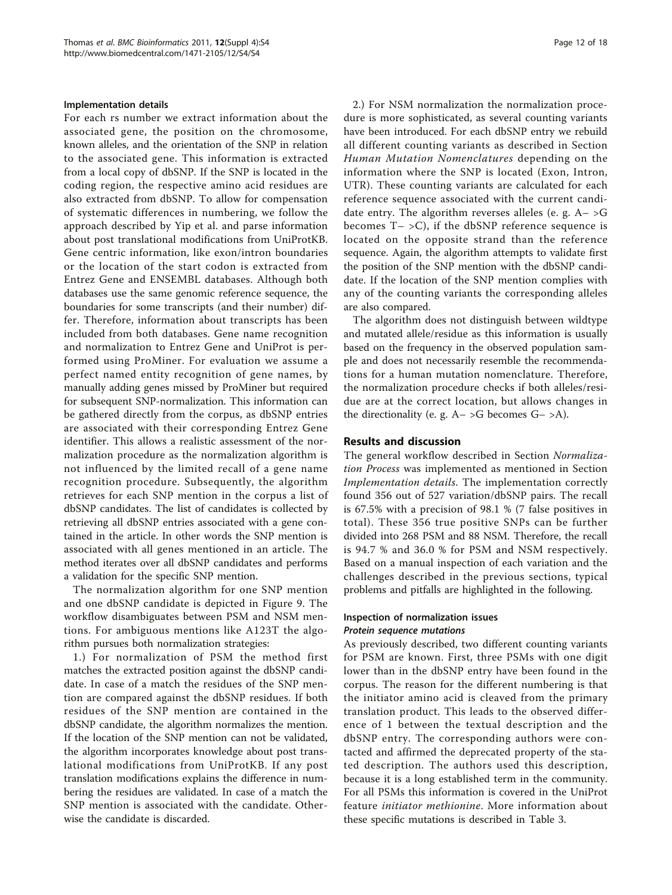#### Implementation details

For each rs number we extract information about the associated gene, the position on the chromosome, known alleles, and the orientation of the SNP in relation to the associated gene. This information is extracted from a local copy of dbSNP. If the SNP is located in the coding region, the respective amino acid residues are also extracted from dbSNP. To allow for compensation of systematic differences in numbering, we follow the approach described by Yip et al. and parse information about post translational modifications from UniProtKB. Gene centric information, like exon/intron boundaries or the location of the start codon is extracted from Entrez Gene and ENSEMBL databases. Although both databases use the same genomic reference sequence, the boundaries for some transcripts (and their number) differ. Therefore, information about transcripts has been included from both databases. Gene name recognition and normalization to Entrez Gene and UniProt is performed using ProMiner. For evaluation we assume a perfect named entity recognition of gene names, by manually adding genes missed by ProMiner but required for subsequent SNP-normalization. This information can be gathered directly from the corpus, as dbSNP entries are associated with their corresponding Entrez Gene identifier. This allows a realistic assessment of the normalization procedure as the normalization algorithm is not influenced by the limited recall of a gene name recognition procedure. Subsequently, the algorithm retrieves for each SNP mention in the corpus a list of dbSNP candidates. The list of candidates is collected by retrieving all dbSNP entries associated with a gene contained in the article. In other words the SNP mention is associated with all genes mentioned in an article. The method iterates over all dbSNP candidates and performs a validation for the specific SNP mention.

The normalization algorithm for one SNP mention and one dbSNP candidate is depicted in Figure 9. The workflow disambiguates between PSM and NSM mentions. For ambiguous mentions like A123T the algorithm pursues both normalization strategies:

1.) For normalization of PSM the method first matches the extracted position against the dbSNP candidate. In case of a match the residues of the SNP mention are compared against the dbSNP residues. If both residues of the SNP mention are contained in the dbSNP candidate, the algorithm normalizes the mention. If the location of the SNP mention can not be validated, the algorithm incorporates knowledge about post translational modifications from UniProtKB. If any post translation modifications explains the difference in numbering the residues are validated. In case of a match the SNP mention is associated with the candidate. Otherwise the candidate is discarded.

2.) For NSM normalization the normalization procedure is more sophisticated, as several counting variants have been introduced. For each dbSNP entry we rebuild all different counting variants as described in Section *Human Mutation Nomenclatures* depending on the information where the SNP is located (Exon, Intron, UTR). These counting variants are calculated for each reference sequence associated with the current candidate entry. The algorithm reverses alleles (e. g. A– >G becomes T– >C), if the dbSNP reference sequence is located on the opposite strand than the reference sequence. Again, the algorithm attempts to validate first the position of the SNP mention with the dbSNP candidate. If the location of the SNP mention complies with any of the counting variants the corresponding alleles are also compared.

The algorithm does not distinguish between wildtype and mutated allele/residue as this information is usually based on the frequency in the observed population sample and does not necessarily resemble the recommendations for a human mutation nomenclature. Therefore, the normalization procedure checks if both alleles/residue are at the correct location, but allows changes in the directionality (e. g. A– >G becomes G– >A).

## Results and discussion

The general workflow described in Section *Normalization Process* was implemented as mentioned in Section *Implementation details*. The implementation correctly found 356 out of 527 variation/dbSNP pairs. The recall is 67.5% with a precision of 98.1 % (7 false positives in total). These 356 true positive SNPs can be further divided into 268 PSM and 88 NSM. Therefore, the recall is 94.7 % and 36.0 % for PSM and NSM respectively. Based on a manual inspection of each variation and the challenges described in the previous sections, typical problems and pitfalls are highlighted in the following.

### Inspection of normalization issues

#### *Protein sequence mutations*

As previously described, two different counting variants for PSM are known. First, three PSMs with one digit lower than in the dbSNP entry have been found in the corpus. The reason for the different numbering is that the initiator amino acid is cleaved from the primary translation product. This leads to the observed difference of 1 between the textual description and the dbSNP entry. The corresponding authors were contacted and affirmed the deprecated property of the stated description. The authors used this description, because it is a long established term in the community. For all PSMs this information is covered in the UniProt feature *initiator methionine*. More information about these specific mutations is described in Table 3.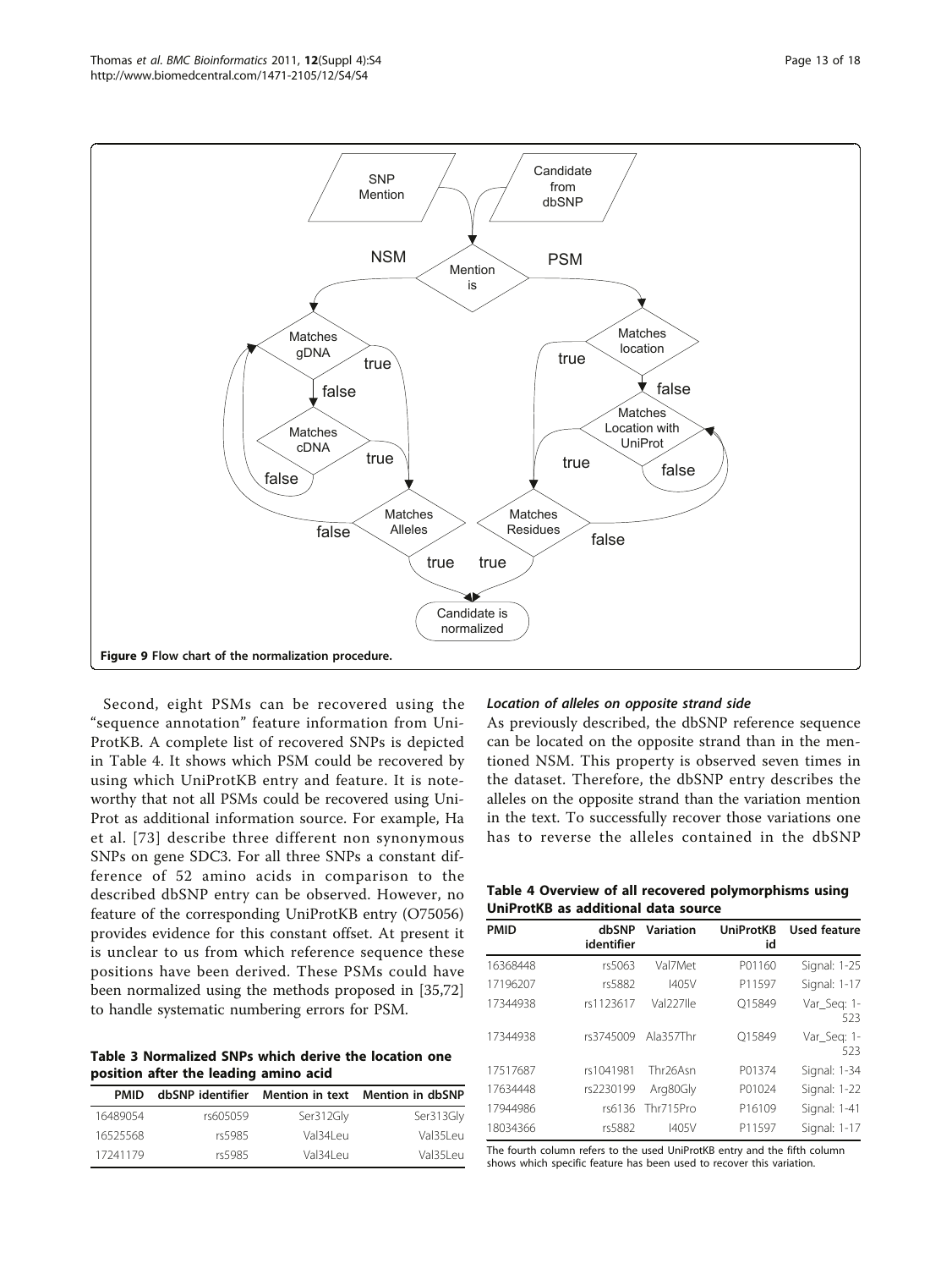Figure 9 Flow chart of the normalization procedure.

Second, eight PSMs can be recovered using the "sequence annotation" feature information from UniProtKB. A complete list of recovered SNPs is depicted in Table 4. It shows which PSM could be recovered by using which UniProtKB entry and feature. It is noteworthy that not all PSMs could be recovered using UniProt as additional information source. For example, Ha et al. [73] describe three different non synonymous SNPs on gene SDC3. For all three SNPs a constant difference of 52 amino acids in comparison to the described dbSNP entry can be observed. However, no feature of the corresponding UniProtKB entry (O75056) provides evidence for this constant offset. At present it is unclear to us from which reference sequence these positions have been derived. These PSMs could have been normalized using the methods proposed in [35,72] to handle systematic numbering errors for PSM.

**Table 3 Normalized SNPs which derive the location one position after the leading amino acid**

| PMID | dbSNP identifier | Mention in text | Mention in dbSNP |
|---|---|---|---|
| 16489054 | rs605059 | Ser312Gly | Ser313Gly |
| 16525568 | rs5985 | Val34Leu | Val35Leu |
| 17241179 | rs5985 | Val34Leu | Val35Leu |

***Location of alleles on opposite strand side***

As previously described, the dbSNP reference sequence can be located on the opposite strand than in the mentioned NSM. This property is observed seven times in the dataset. Therefore, the dbSNP entry describes the alleles on the opposite strand than the variation mention in the text. To successfully recover those variations one has to reverse the alleles contained in the dbSNP

**Table 4 Overview of all recovered polymorphisms using UniProtKB as additional data source**

| PMID | dbSNP identifier | Variation | UniProtKB id | Used feature |
|---|---|---|---|---|
| 16368448 | rs5063 | Val7Met | P01160 | Signal: 1-25 |
| 17196207 | rs5882 | I405V | P11597 | Signal: 1-17 |
| 17344938 | rs1123617 | Val227Ile | Q15849 | Var_Seq: 1-523 |
| 17344938 | rs3745009 | Ala357Thr | Q15849 | Var_Seq: 1-523 |
| 17517687 | rs1041981 | Thr26Asn | P01374 | Signal: 1-34 |
| 17634448 | rs2230199 | Arg80Gly | P01024 | Signal: 1-22 |
| 17944986 | rs6136 | Thr715Pro | P16109 | Signal: 1-41 |
| 18034366 | rs5882 | I405V | P11597 | Signal: 1-17 |

The fourth column refers to the used UniProtKB entry and the fifth column shows which specific feature has been used to recover this variation.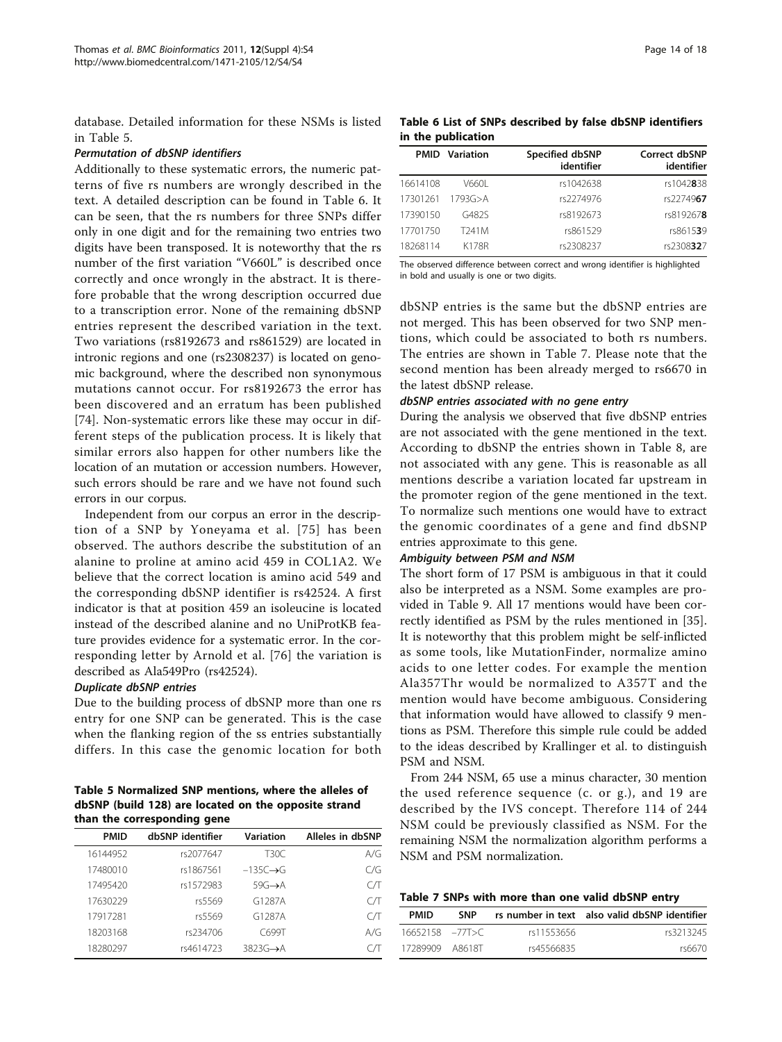database. Detailed information for these NSMs is listed in Table 5.

#### *Permutation of dbSNP identifiers*

Additionally to these systematic errors, the numeric patterns of five rs numbers are wrongly described in the text. A detailed description can be found in Table 6. It can be seen, that the rs numbers for three SNPs differ only in one digit and for the remaining two entries two digits have been transposed. It is noteworthy that the rs number of the first variation "V660L" is described once correctly and once wrongly in the abstract. It is therefore probable that the wrong description occurred due to a transcription error. None of the remaining dbSNP entries represent the described variation in the text. Two variations (rs8192673 and rs861529) are located in intronic regions and one (rs2308237) is located on genomic background, where the described non synonymous mutations cannot occur. For rs8192673 the error has been discovered and an erratum has been published [74]. Non-systematic errors like these may occur in different steps of the publication process. It is likely that similar errors also happen for other numbers like the location of an mutation or accession numbers. However, such errors should be rare and we have not found such errors in our corpus.

Independent from our corpus an error in the description of a SNP by Yoneyama et al. [75] has been observed. The authors describe the substitution of an alanine to proline at amino acid 459 in COL1A2. We believe that the correct location is amino acid 549 and the corresponding dbSNP identifier is rs42524. A first indicator is that at position 459 an isoleucine is located instead of the described alanine and no UniProtKB feature provides evidence for a systematic error. In the corresponding letter by Arnold et al. [76] the variation is described as Ala549Pro (rs42524).

#### *Duplicate dbSNP entries*

Due to the building process of dbSNP more than one rs entry for one SNP can be generated. This is the case when the flanking region of the ss entries substantially differs. In this case the genomic location for both dbSNP entries is the same but the dbSNP entries are not merged. This has been observed for two SNP mentions, which could be associated to both rs numbers. The entries are shown in Table 7. Please note that the second mention has been already merged to rs6670 in the latest dbSNP release.

#### *dbSNP entries associated with no gene entry*

During the analysis we observed that five dbSNP entries are not associated with the gene mentioned in the text. According to dbSNP the entries shown in Table 8, are not associated with any gene. This is reasonable as all mentions describe a variation located far upstream in the promoter region of the gene mentioned in the text. To normalize such mentions one would have to extract the genomic coordinates of a gene and find dbSNP entries approximate to this gene.

#### *Ambiguity between PSM and NSM*

The short form of 17 PSM is ambiguous in that it could also be interpreted as a NSM. Some examples are provided in Table 9. All 17 mentions would have been correctly identified as PSM by the rules mentioned in [35]. It is noteworthy that this problem might be self-inflicted as some tools, like MutationFinder, normalize amino acids to one letter codes. For example the mention Ala357Thr would be normalized to A357T and the mention would have become ambiguous. Considering that information would have allowed to classify 9 mentions as PSM. Therefore this simple rule could be added to the ideas described by Krallinger et al. to distinguish PSM and NSM.

From 244 NSM, 65 use a minus character, 30 mention the used reference sequence (c. or g.), and 19 are described by the IVS concept. Therefore 114 of 244 NSM could be previously classified as NSM. For the remaining NSM the normalization algorithm performs a NSM and PSM normalization.

**Table 5 Normalized SNP mentions, where the alleles of dbSNP (build 128) are located on the opposite strand than the corresponding gene**

| PMID | dbSNP identifier | Variation | Alleles in dbSNP |
|---|---|---|---|
| 16144952 | rs2077647 | T30C | A/G |
| 17480010 | rs1867561 | −135C→G | C/G |
| 17495420 | rs1572983 | 59G→A | C/T |
| 17630229 | rs5569 | G1287A | C/T |
| 17917281 | rs5569 | G1287A | C/T |
| 18203168 | rs234706 | C699T | A/G |
| 18280297 | rs4614723 | 3823G→A | C/T |

**Table 6 List of SNPs described by false dbSNP identifiers in the publication**

| PMID | Variation | Specified dbSNP identifier | Correct dbSNP identifier |
|---|---|---|---|
| 16614108 | V660L | rs1042638 | rs1042**8**38 |
| 17301261 | 1793G>A | rs2274976 | rs22749**67** |
| 17390150 | G482S | rs8192673 | rs819267**8** |
| 17701750 | T241M | rs861529 | rs8615**39** |
| 18268114 | K178R | rs2308237 | rs2308**32**7 |

The observed difference between correct and wrong identifier is highlighted in bold and usually is one or two digits.

**Table 7 SNPs with more than one valid dbSNP entry**

| PMID | SNP | rs number in text | also valid dbSNP identifier |
|---|---|---|---|
| 16652158 | −77T>C | rs11553656 | rs3213245 |
| 17289909 | A8618T | rs45566835 | rs6670 |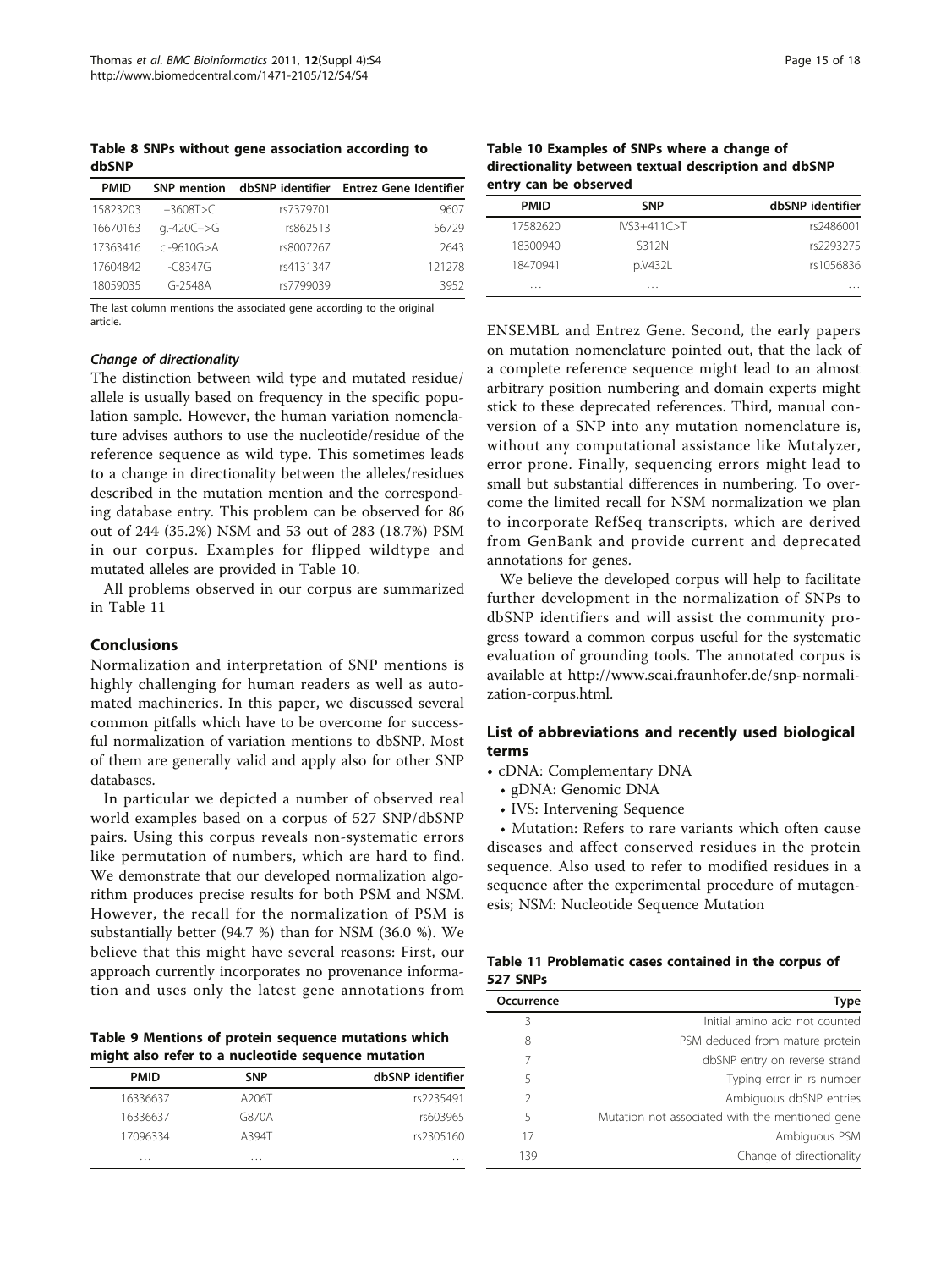**Table 8 SNPs without gene association according to dbSNP**

| PMID | SNP mention | dbSNP identifier | Entrez Gene Identifier |
|---|---|---|---|
| 15823203 | –3608T>C | rs7379701 | 9607 |
| 16670163 | g.-420C–>G | rs862513 | 56729 |
| 17363416 | c.-9610G>A | rs8007267 | 2643 |
| 17604842 | -C8347G | rs4131347 | 121278 |
| 18059035 | G-2548A | rs7799039 | 3952 |

The last column mentions the associated gene according to the original article.

#### Change of directionality

The distinction between wild type and mutated residue/allele is usually based on frequency in the specific population sample. However, the human variation nomenclature advises authors to use the nucleotide/residue of the reference sequence as wild type. This sometimes leads to a change in directionality between the alleles/residues described in the mutation mention and the corresponding database entry. This problem can be observed for 86 out of 244 (35.2%) NSM and 53 out of 283 (18.7%) PSM in our corpus. Examples for flipped wildtype and mutated alleles are provided in Table 10.

All problems observed in our corpus are summarized in Table 11

## Conclusions

Normalization and interpretation of SNP mentions is highly challenging for human readers as well as automated machineries. In this paper, we discussed several common pitfalls which have to be overcome for successful normalization of variation mentions to dbSNP. Most of them are generally valid and apply also for other SNP databases.

In particular we depicted a number of observed real world examples based on a corpus of 527 SNP/dbSNP pairs. Using this corpus reveals non-systematic errors like permutation of numbers, which are hard to find. We demonstrate that our developed normalization algorithm produces precise results for both PSM and NSM. However, the recall for the normalization of PSM is substantially better (94.7 %) than for NSM (36.0 %). We believe that this might have several reasons: First, our approach currently incorporates no provenance information and uses only the latest gene annotations from ENSEMBL and Entrez Gene. Second, the early papers on mutation nomenclature pointed out, that the lack of a complete reference sequence might lead to an almost arbitrary position numbering and domain experts might stick to these deprecated references. Third, manual conversion of a SNP into any mutation nomenclature is, without any computational assistance like Mutalyzer, error prone. Finally, sequencing errors might lead to small but substantial differences in numbering. To overcome the limited recall for NSM normalization we plan to incorporate RefSeq transcripts, which are derived from GenBank and provide current and deprecated annotations for genes.

We believe the developed corpus will help to facilitate further development in the normalization of SNPs to dbSNP identifiers and will assist the community progress toward a common corpus useful for the systematic evaluation of grounding tools. The annotated corpus is available at http://www.scai.fraunhofer.de/snp-normalization-corpus.html.

**Table 9 Mentions of protein sequence mutations which might also refer to a nucleotide sequence mutation**

| PMID | SNP | dbSNP identifier |
|---|---|---|
| 16336637 | A206T | rs2235491 |
| 16336637 | G870A | rs603965 |
| 17096334 | A394T | rs2305160 |
| ... | ... | ... |

**Table 10 Examples of SNPs where a change of directionality between textual description and dbSNP entry can be observed**

| PMID | SNP | dbSNP identifier |
|---|---|---|
| 17582620 | IVS3+411C>T | rs2486001 |
| 18300940 | S312N | rs2293275 |
| 18470941 | p.V432L | rs1056836 |
| ... | ... | ... |

## List of abbreviations and recently used biological terms

- cDNA: Complementary DNA
- gDNA: Genomic DNA
- IVS: Intervening Sequence
- Mutation: Refers to rare variants which often cause diseases and affect conserved residues in the protein sequence. Also used to refer to modified residues in a sequence after the experimental procedure of mutagenesis; NSM: Nucleotide Sequence Mutation

**Table 11 Problematic cases contained in the corpus of 527 SNPs**

| Occurrence | Type |
|---|---|
| 3 | Initial amino acid not counted |
| 8 | PSM deduced from mature protein |
| 7 | dbSNP entry on reverse strand |
| 5 | Typing error in rs number |
| 2 | Ambiguous dbSNP entries |
| 5 | Mutation not associated with the mentioned gene |
| 17 | Ambiguous PSM |
| 139 | Change of directionality |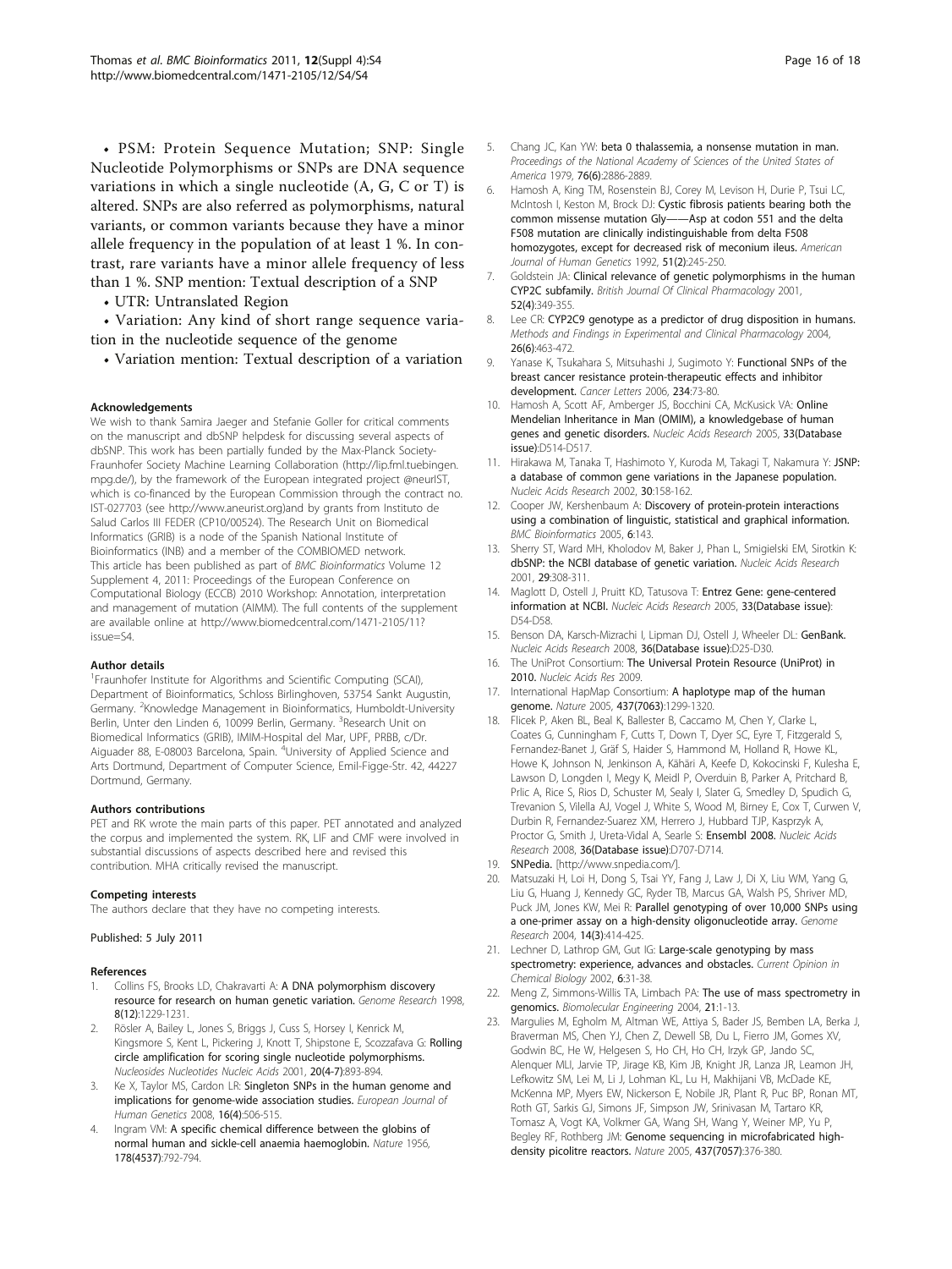- PSM: Protein Sequence Mutation; SNP: Single Nucleotide Polymorphisms or SNPs are DNA sequence variations in which a single nucleotide (A, G, C or T) is altered. SNPs are also referred as polymorphisms, natural variants, or common variants because they have a minor allele frequency in the population of at least 1 %. In contrast, rare variants have a minor allele frequency of less than 1 %. SNP mention: Textual description of a SNP
- UTR: Untranslated Region
- Variation: Any kind of short range sequence variation in the nucleotide sequence of the genome
- Variation mention: Textual description of a variation

#### Acknowledgements

We wish to thank Samira Jaeger and Stefanie Goller for critical comments on the manuscript and dbSNP helpdesk for discussing several aspects of dbSNP. This work has been partially funded by the Max-Planck Society-Fraunhofer Society Machine Learning Collaboration (http://lip.fml.tuebingen.mpg.de/), by the framework of the European integrated project @neurIST, which is co-financed by the European Commission through the contract no. IST-027703 (see http://www.aneurist.org)and by grants from Instituto de Salud Carlos III FEDER (CP10/00524). The Research Unit on Biomedical Informatics (GRIB) is a node of the Spanish National Institute of Bioinformatics (INB) and a member of the COMBIOMED network.
This article has been published as part of *BMC Bioinformatics* Volume 12 Supplement 4, 2011: Proceedings of the European Conference on Computational Biology (ECCB) 2010 Workshop: Annotation, interpretation and management of mutation (AIMM). The full contents of the supplement are available online at http://www.biomedcentral.com/1471-2105/11?issue=S4.

#### Author details

[1]Fraunhofer Institute for Algorithms and Scientific Computing (SCAI), Department of Bioinformatics, Schloss Birlinghoven, 53754 Sankt Augustin, Germany. [2]Knowledge Management in Bioinformatics, Humboldt-University Berlin, Unter den Linden 6, 10099 Berlin, Germany. [3]Research Unit on Biomedical Informatics (GRIB), IMIM-Hospital del Mar, UPF, PRBB, c/Dr. Aiguader 88, E-08003 Barcelona, Spain. [4]University of Applied Science and Arts Dortmund, Department of Computer Science, Emil-Figge-Str. 42, 44227 Dortmund, Germany.

#### Authors contributions

PET and RK wrote the main parts of this paper. PET annotated and analyzed the corpus and implemented the system. RK, LIF and CMF were involved in substantial discussions of aspects described here and revised this contribution. MHA critically revised the manuscript.

#### Competing interests

The authors declare that they have no competing interests.

Published: 5 July 2011

#### References

1. Collins FS, Brooks LD, Chakravarti A: **A DNA polymorphism discovery resource for research on human genetic variation.** *Genome Research* 1998, **8(12)**:1229-1231.
2. Rösler A, Bailey L, Jones S, Briggs J, Cuss S, Horsey I, Kenrick M, Kingsmore S, Kent L, Pickering J, Knott T, Shipstone E, Scozzafava G: **Rolling circle amplification for scoring single nucleotide polymorphisms.** *Nucleosides Nucleotides Nucleic Acids* 2001, **20(4-7)**:893-894.
3. Ke X, Taylor MS, Cardon LR: **Singleton SNPs in the human genome and implications for genome-wide association studies.** *European Journal of Human Genetics* 2008, **16(4)**:506-515.
4. Ingram VM: **A specific chemical difference between the globins of normal human and sickle-cell anaemia haemoglobin.** *Nature* 1956, **178(4537)**:792-794.
5. Chang JC, Kan YW: **beta 0 thalassemia, a nonsense mutation in man.** *Proceedings of the National Academy of Sciences of the United States of America* 1979, **76(6)**:2886-2889.
6. Hamosh A, King TM, Rosenstein BJ, Corey M, Levison H, Durie P, Tsui LC, McIntosh I, Keston M, Brock DJ: **Cystic fibrosis patients bearing both the common missense mutation Gly——Asp at codon 551 and the delta F508 mutation are clinically indistinguishable from delta F508 homozygotes, except for decreased risk of meconium ileus.** *American Journal of Human Genetics* 1992, **51(2)**:245-250.
7. Goldstein JA: **Clinical relevance of genetic polymorphisms in the human CYP2C subfamily.** *British Journal Of Clinical Pharmacology* 2001, **52(4)**:349-355.
8. Lee CR: **CYP2C9 genotype as a predictor of drug disposition in humans.** *Methods and Findings in Experimental and Clinical Pharmacology* 2004, **26(6)**:463-472.
9. Yanase K, Tsukahara S, Mitsuhashi J, Sugimoto Y: **Functional SNPs of the breast cancer resistance protein-therapeutic effects and inhibitor development.** *Cancer Letters* 2006, **234**:73-80.
10. Hamosh A, Scott AF, Amberger JS, Bocchini CA, McKusick VA: **Online Mendelian Inheritance in Man (OMIM), a knowledgebase of human genes and genetic disorders.** *Nucleic Acids Research* 2005, **33(Database issue)**:D514-D517.
11. Hirakawa M, Tanaka T, Hashimoto Y, Kuroda M, Takagi T, Nakamura Y: **JSNP: a database of common gene variations in the Japanese population.** *Nucleic Acids Research* 2002, **30**:158-162.
12. Cooper JW, Kershenbaum A: **Discovery of protein-protein interactions using a combination of linguistic, statistical and graphical information.** *BMC Bioinformatics* 2005, **6**:143.
13. Sherry ST, Ward MH, Kholodov M, Baker J, Phan L, Smigielski EM, Sirotkin K: **dbSNP: the NCBI database of genetic variation.** *Nucleic Acids Research* 2001, **29**:308-311.
14. Maglott D, Ostell J, Pruitt KD, Tatusova T: **Entrez Gene: gene-centered information at NCBI.** *Nucleic Acids Research* 2005, **33(Database issue)**: D54-D58.
15. Benson DA, Karsch-Mizrachi I, Lipman DJ, Ostell J, Wheeler DL: **GenBank.** *Nucleic Acids Research* 2008, **36(Database issue)**:D25-D30.
16. The UniProt Consortium: **The Universal Protein Resource (UniProt) in 2010.** *Nucleic Acids Res* 2009.
17. International HapMap Consortium: **A haplotype map of the human genome.** *Nature* 2005, **437(7063)**:1299-1320.
18. Flicek P, Aken BL, Beal K, Ballester B, Caccamo M, Chen Y, Clarke L, Coates G, Cunningham F, Cutts T, Down T, Dyer SC, Eyre T, Fitzgerald S, Fernandez-Banet J, Gräf S, Haider S, Hammond M, Holland R, Howe KL, Howe K, Johnson N, Jenkinson A, Kähäri A, Keefe D, Kokocinski F, Kulesha E, Lawson D, Longden I, Megy K, Meidl P, Overduin B, Parker A, Pritchard B, Prlic A, Rice S, Rios D, Schuster M, Sealy I, Slater G, Smedley D, Spudich G, Trevanion S, Vilella AJ, Vogel J, White S, Wood M, Birney E, Cox T, Curwen V, Durbin R, Fernandez-Suarez XM, Herrero J, Hubbard TJP, Kasprzyk A, Proctor G, Smith J, Ureta-Vidal A, Searle S: **Ensembl 2008.** *Nucleic Acids Research* 2008, **36(Database issue)**:D707-D714.
19. **SNPedia.** [http://www.snpedia.com/].
20. Matsuzaki H, Loi H, Dong S, Tsai YY, Fang J, Law J, Di X, Liu WM, Yang G, Liu G, Huang J, Kennedy GC, Ryder TB, Marcus GA, Walsh PS, Shriver MD, Puck JM, Jones KW, Mei R: **Parallel genotyping of over 10,000 SNPs using a one-primer assay on a high-density oligonucleotide array.** *Genome Research* 2004, **14(3)**:414-425.
21. Lechner D, Lathrop GM, Gut IG: **Large-scale genotyping by mass spectrometry: experience, advances and obstacles.** *Current Opinion in Chemical Biology* 2002, **6**:31-38.
22. Meng Z, Simmons-Willis TA, Limbach PA: **The use of mass spectrometry in genomics.** *Biomolecular Engineering* 2004, **21**:1-13.
23. Margulies M, Egholm M, Altman WE, Attiya S, Bader JS, Bemben LA, Berka J, Braverman MS, Chen YJ, Chen Z, Dewell SB, Du L, Fierro JM, Gomes XV, Godwin BC, He W, Helgesen S, Ho CH, Ho CH, Irzyk GP, Jando SC, Alenquer MLI, Jarvie TP, Jirage KB, Kim JB, Knight JR, Lanza JR, Leamon JH, Lefkowitz SM, Lei M, Li J, Lohman KL, Lu H, Makhijani VB, McDade KE, McKenna MP, Myers EW, Nickerson E, Nobile JR, Plant R, Puc BP, Ronan MT, Roth GT, Sarkis GJ, Simons JF, Simpson JW, Srinivasan M, Tartaro KR, Tomasz A, Vogt KA, Volkmer GA, Wang SH, Wang Y, Weiner MP, Yu P, Begley RF, Rothberg JM: **Genome sequencing in microfabricated high-density picolitre reactors.** *Nature* 2005, **437(7057)**:376-380.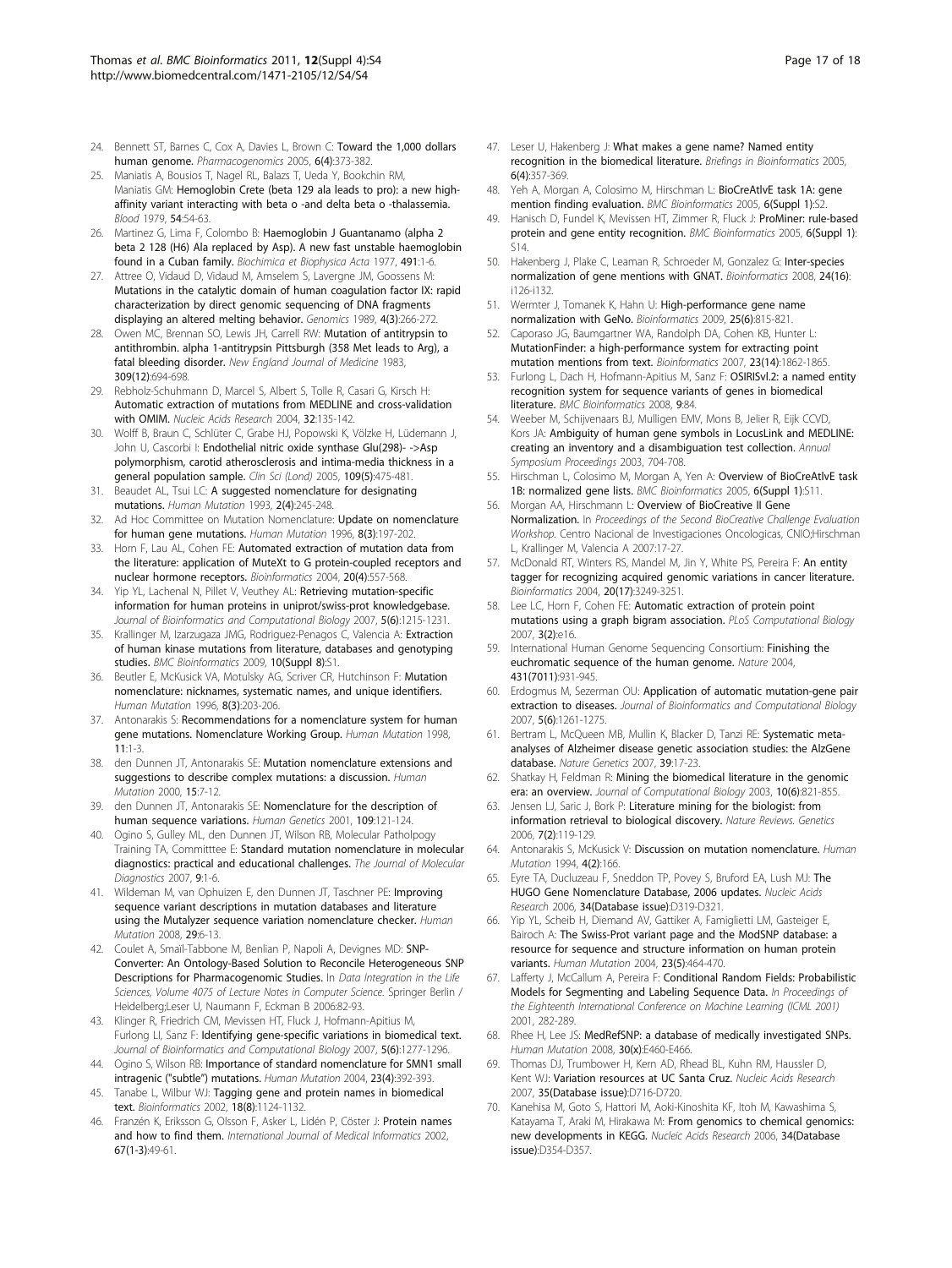24. Bennett ST, Barnes C, Cox A, Davies L, Brown C: **Toward the 1,000 dollars human genome.** *Pharmacogenomics* 2005, **6(4)**:373-382.
25. Maniatis A, Bousios T, Nagel RL, Balazs T, Ueda Y, Bookchin RM, Maniatis GM: **Hemoglobin Crete (beta 129 ala leads to pro): a new high-affinity variant interacting with beta o -and delta beta o -thalassemia.** *Blood* 1979, **54**:54-63.
26. Martinez G, Lima F, Colombo B: **Haemoglobin J Guantanamo (alpha 2 beta 2 128 (H6) Ala replaced by Asp). A new fast unstable haemoglobin found in a Cuban family.** *Biochimica et Biophysica Acta* 1977, **491**:1-6.
27. Attree O, Vidaud D, Vidaud M, Amselem S, Lavergne JM, Goossens M: **Mutations in the catalytic domain of human coagulation factor IX: rapid characterization by direct genomic sequencing of DNA fragments displaying an altered melting behavior.** *Genomics* 1989, **4(3)**:266-272.
28. Owen MC, Brennan SO, Lewis JH, Carrell RW: **Mutation of antitrypsin to antithrombin. alpha 1-antitrypsin Pittsburgh (358 Met leads to Arg), a fatal bleeding disorder.** *New England Journal of Medicine* 1983, **309(12)**:694-698.
29. Rebholz-Schuhmann D, Marcel S, Albert S, Tolle R, Casari G, Kirsch H: **Automatic extraction of mutations from MEDLINE and cross-validation with OMIM.** *Nucleic Acids Research* 2004, **32**:135-142.
30. Wolff B, Braun C, Schlüter C, Grabe HJ, Popowski K, Völzke H, Lüdemann J, John U, Cascorbi I: **Endothelial nitric oxide synthase Glu(298)- ->Asp polymorphism, carotid atherosclerosis and intima-media thickness in a general population sample.** *Clin Sci (Lond)* 2005, **109(5)**:475-481.
31. Beaudet AL, Tsui LC: **A suggested nomenclature for designating mutations.** *Human Mutation* 1993, **2(4)**:245-248.
32. Ad Hoc Committee on Mutation Nomenclature: **Update on nomenclature for human gene mutations.** *Human Mutation* 1996, **8(3)**:197-202.
33. Horn F, Lau AL, Cohen FE: **Automated extraction of mutation data from the literature: application of MuteXt to G protein-coupled receptors and nuclear hormone receptors.** *Bioinformatics* 2004, **20(4)**:557-568.
34. Yip YL, Lachenal N, Pillet V, Veuthey AL: **Retrieving mutation-specific information for human proteins in uniprot/swiss-prot knowledgebase.** *Journal of Bioinformatics and Computational Biology* 2007, **5(6)**:1215-1231.
35. Krallinger M, Izarzugaza JMG, Rodriguez-Penagos C, Valencia A: **Extraction of human kinase mutations from literature, databases and genotyping studies.** *BMC Bioinformatics* 2009, **10(Suppl 8)**:S1.
36. Beutler E, McKusick VA, Motulsky AG, Scriver CR, Hutchinson F: **Mutation nomenclature: nicknames, systematic names, and unique identifiers.** *Human Mutation* 1996, **8(3)**:203-206.
37. Antonarakis S: **Recommendations for a nomenclature system for human gene mutations. Nomenclature Working Group.** *Human Mutation* 1998, **11**:1-3.
38. den Dunnen JT, Antonarakis SE: **Mutation nomenclature extensions and suggestions to describe complex mutations: a discussion.** *Human Mutation* 2000, **15**:7-12.
39. den Dunnen JT, Antonarakis SE: **Nomenclature for the description of human sequence variations.** *Human Genetics* 2001, **109**:121-124.
40. Ogino S, Gulley ML, den Dunnen JT, Wilson RB, Molecular Patholpogy Training TA, Committtee E: **Standard mutation nomenclature in molecular diagnostics: practical and educational challenges.** *The Journal of Molecular Diagnostics* 2007, **9**:1-6.
41. Wildeman M, van Ophuizen E, den Dunnen JT, Taschner PE: **Improving sequence variant descriptions in mutation databases and literature using the Mutalyzer sequence variation nomenclature checker.** *Human Mutation* 2008, **29**:6-13.
42. Coulet A, Smaïl-Tabbone M, Benlian P, Napoli A, Devignes MD: **SNP-Converter: An Ontology-Based Solution to Reconcile Heterogeneous SNP Descriptions for Pharmacogenomic Studies.** In *Data Integration in the Life Sciences, Volume 4075 of Lecture Notes in Computer Science.* Springer Berlin / Heidelberg;Leser U, Naumann F, Eckman B 2006:82-93.
43. Klinger R, Friedrich CM, Mevissen HT, Fluck J, Hofmann-Apitius M, Furlong LI, Sanz F: **Identifying gene-specific variations in biomedical text.** *Journal of Bioinformatics and Computational Biology* 2007, **5(6)**:1277-1296.
44. Ogino S, Wilson RB: **Importance of standard nomenclature for SMN1 small intragenic ("subtle") mutations.** *Human Mutation* 2004, **23(4)**:392-393.
45. Tanabe L, Wilbur WJ: **Tagging gene and protein names in biomedical text.** *Bioinformatics* 2002, **18(8)**:1124-1132.
46. Franzén K, Eriksson G, Olsson F, Asker L, Lidén P, Cöster J: **Protein names and how to find them.** *International Journal of Medical Informatics* 2002, **67(1-3)**:49-61.
47. Leser U, Hakenberg J: **What makes a gene name? Named entity recognition in the biomedical literature.** *Briefings in Bioinformatics* 2005, **6(4)**:357-369.
48. Yeh A, Morgan A, Colosimo M, Hirschman L: **BioCreAtIvE task 1A: gene mention finding evaluation.** *BMC Bioinformatics* 2005, **6(Suppl 1)**:S2.
49. Hanisch D, Fundel K, Mevissen HT, Zimmer R, Fluck J: **ProMiner: rule-based protein and gene entity recognition.** *BMC Bioinformatics* 2005, **6(Suppl 1)**:S14.
50. Hakenberg J, Plake C, Leaman R, Schroeder M, Gonzalez G: **Inter-species normalization of gene mentions with GNAT.** *Bioinformatics* 2008, **24(16)**:i126-i132.
51. Wermter J, Tomanek K, Hahn U: **High-performance gene name normalization with GeNo.** *Bioinformatics* 2009, **25(6)**:815-821.
52. Caporaso JG, Baumgartner WA, Randolph DA, Cohen KB, Hunter L: **MutationFinder: a high-performance system for extracting point mutation mentions from text.** *Bioinformatics* 2007, **23(14)**:1862-1865.
53. Furlong L, Dach H, Hofmann-Apitius M, Sanz F: **OSIRISvl.2: a named entity recognition system for sequence variants of genes in biomedical literature.** *BMC Bioinformatics* 2008, **9**:84.
54. Weeber M, Schijvenaars BJ, Mulligen EMV, Mons B, Jelier R, Eijk CCVD, Kors JA: **Ambiguity of human gene symbols in LocusLink and MEDLINE: creating an inventory and a disambiguation test collection.** *Annual Symposium Proceedings* 2003, 704-708.
55. Hirschman L, Colosimo M, Morgan A, Yeh A: **Overview of BioCreAtIvE task 1B: normalized gene lists.** *BMC Bioinformatics* 2005, **6(Suppl 1)**:S11.
56. Morgan AA, Hirschmann L: **Overview of BioCreative II Gene Normalization.** In *Proceedings of the Second BioCreative Challenge Evaluation Workshop.* Centro Nacional de Investigaciones Oncologicas, CNIO;Hirschman L, Krallinger M, Valencia A 2007:17-27.
57. McDonald RT, Winters RS, Mandel M, Jin Y, White PS, Pereira F: **An entity tagger for recognizing acquired genomic variations in cancer literature.** *Bioinformatics* 2004, **20(17)**:3249-3251.
58. Lee LC, Horn F, Cohen FE: **Automatic extraction of protein point mutations using a graph bigram association.** *PLoS Computational Biology* 2007, **3(2)**:e16.
59. International Human Genome Sequencing Consortium: **Finishing the euchromatic sequence of the human genome.** *Nature* 2004, **431(7011)**:931-945.
60. Erdogmus M, Sezerman OU: **Application of automatic mutation-gene pair extraction to diseases.** *Journal of Bioinformatics and Computational Biology* 2007, **5(6)**:1261-1275.
61. Bertram L, McQueen MB, Mullin K, Blacker D, Tanzi RE: **Systematic meta-analyses of Alzheimer disease genetic association studies: the AlzGene database.** *Nature Genetics* 2007, **39**:17-23.
62. Shatkay H, Feldman R: **Mining the biomedical literature in the genomic era: an overview.** *Journal of Computational Biology* 2003, **10(6)**:821-855.
63. Jensen LJ, Saric J, Bork P: **Literature mining for the biologist: from information retrieval to biological discovery.** *Nature Reviews. Genetics* 2006, **7(2)**:119-129.
64. Antonarakis S, McKusick V: **Discussion on mutation nomenclature.** *Human Mutation* 1994, **4(2)**:166.
65. Eyre TA, Ducluzeau F, Sneddon TP, Povey S, Bruford EA, Lush MJ: **The HUGO Gene Nomenclature Database, 2006 updates.** *Nucleic Acids Research* 2006, **34(Database issue)**:D319-D321.
66. Yip YL, Scheib H, Diemand AV, Gattiker A, Famiglietti LM, Gasteiger E, Bairoch A: **The Swiss-Prot variant page and the ModSNP database: a resource for sequence and structure information on human protein variants.** *Human Mutation* 2004, **23(5)**:464-470.
67. Lafferty J, McCallum A, Pereira F: **Conditional Random Fields: Probabilistic Models for Segmenting and Labeling Sequence Data.** In *Proceedings of the Eighteenth International Conference on Machine Learning (ICML 2001)* 2001, 282-289.
68. Rhee H, Lee JS: **MedRefSNP: a database of medically investigated SNPs.** *Human Mutation* 2008, **30(x)**:E460-E466.
69. Thomas DJ, Trumbower H, Kern AD, Rhead BL, Kuhn RM, Haussler D, Kent WJ: **Variation resources at UC Santa Cruz.** *Nucleic Acids Research* 2007, **35(Database issue)**:D716-D720.
70. Kanehisa M, Goto S, Hattori M, Aoki-Kinoshita KF, Itoh M, Kawashima S, Katayama T, Araki M, Hirakawa M: **From genomics to chemical genomics: new developments in KEGG.** *Nucleic Acids Research* 2006, **34(Database issue)**:D354-D357.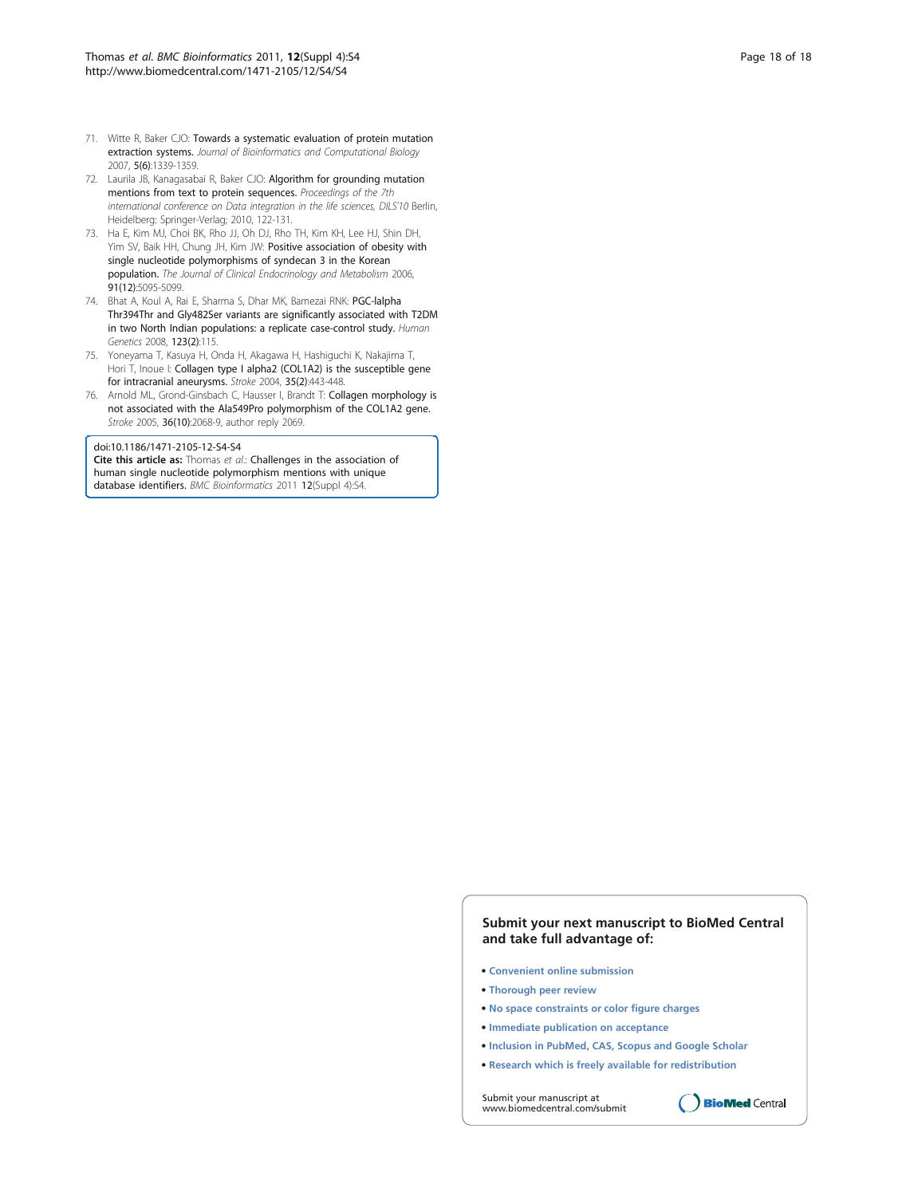71. Witte R, Baker CJO: **Towards a systematic evaluation of protein mutation extraction systems.** *Journal of Bioinformatics and Computational Biology* 2007, **5(6)**:1339-1359.
72. Laurila JB, Kanagasabai R, Baker CJO: **Algorithm for grounding mutation mentions from text to protein sequences.** *Proceedings of the 7th international conference on Data integration in the life sciences, DILS'10* Berlin, Heidelberg: Springer-Verlag; 2010, 122-131.
73. Ha E, Kim MJ, Choi BK, Rho JJ, Oh DJ, Rho TH, Kim KH, Lee HJ, Shin DH, Yim SV, Baik HH, Chung JH, Kim JW: **Positive association of obesity with single nucleotide polymorphisms of syndecan 3 in the Korean population.** *The Journal of Clinical Endocrinology and Metabolism* 2006, **91(12)**:5095-5099.
74. Bhat A, Koul A, Rai E, Sharma S, Dhar MK, Bamezai RNK: **PGC-lalpha Thr394Thr and Gly482Ser variants are significantly associated with T2DM in two North Indian populations: a replicate case-control study.** *Human Genetics* 2008, **123(2)**:115.
75. Yoneyama T, Kasuya H, Onda H, Akagawa H, Hashiguchi K, Nakajima T, Hori T, Inoue I: **Collagen type I alpha2 (COL1A2) is the susceptible gene for intracranial aneurysms.** *Stroke* 2004, **35(2)**:443-448.
76. Arnold ML, Grond-Ginsbach C, Hausser I, Brandt T: **Collagen morphology is not associated with the Ala549Pro polymorphism of the COL1A2 gene.** *Stroke* 2005, **36(10)**:2068-9, author reply 2069.

doi:10.1186/1471-2105-12-S4-S4
**Cite this article as:** Thomas *et al.*: Challenges in the association of human single nucleotide polymorphism mentions with unique database identifiers. *BMC Bioinformatics* 2011 **12**(Suppl 4):S4.

**Submit your next manuscript to BioMed Central and take full advantage of:**

- **Convenient online submission**
- **Thorough peer review**
- **No space constraints or color figure charges**
- **Immediate publication on acceptance**
- **Inclusion in PubMed, CAS, Scopus and Google Scholar**
- **Research which is freely available for redistribution**

Submit your manuscript at
www.biomedcentral.com/submit

BioMed Central